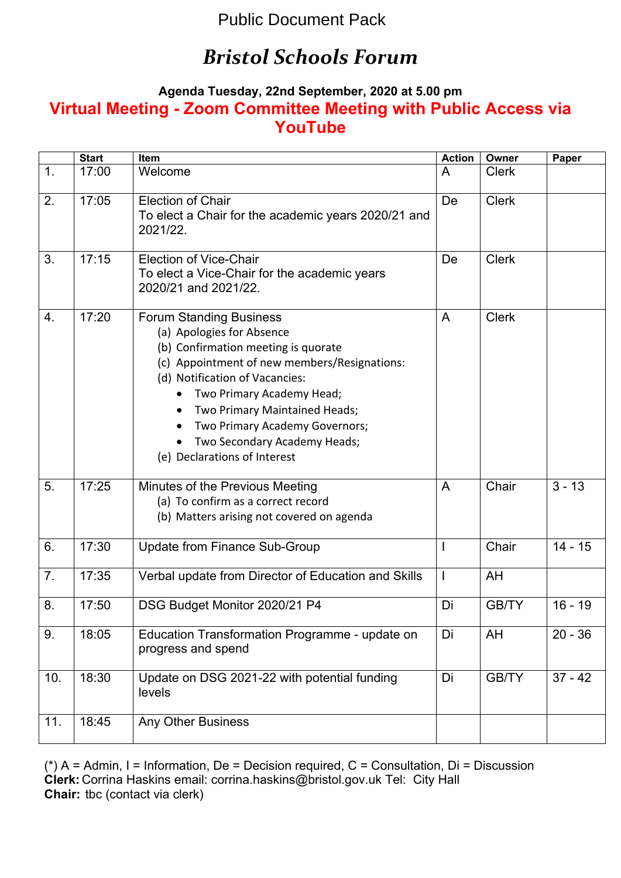Public Document Pack

# *Bristol Schools Forum*

**Agenda Tuesday, 22nd September, 2020 at 5.00 pm**

**Virtual Meeting - Zoom Committee Meeting with Public Access via YouTube**

| | Start | Item | Action | Owner | Paper |
|---|---|---|---|---|---|
| 1. | 17:00 | Welcome | A | Clerk | |
| 2. | 17:05 | Election of Chair<br>To elect a Chair for the academic years 2020/21 and 2021/22. | De | Clerk | |
| 3. | 17:15 | Election of Vice-Chair<br>To elect a Vice-Chair for the academic years 2020/21 and 2021/22. | De | Clerk | |
| 4. | 17:20 | Forum Standing Business<br>(a) Apologies for Absence<br>(b) Confirmation meeting is quorate<br>(c) Appointment of new members/Resignations:<br>(d) Notification of Vacancies:<br>• Two Primary Academy Head;<br>• Two Primary Maintained Heads;<br>• Two Primary Academy Governors;<br>• Two Secondary Academy Heads;<br>(e) Declarations of Interest | A | Clerk | |
| 5. | 17:25 | Minutes of the Previous Meeting<br>(a) To confirm as a correct record<br>(b) Matters arising not covered on agenda | A | Chair | 3 - 13 |
| 6. | 17:30 | Update from Finance Sub-Group | I | Chair | 14 - 15 |
| 7. | 17:35 | Verbal update from Director of Education and Skills | I | AH | |
| 8. | 17:50 | DSG Budget Monitor 2020/21 P4 | Di | GB/TY | 16 - 19 |
| 9. | 18:05 | Education Transformation Programme - update on progress and spend | Di | AH | 20 - 36 |
| 10. | 18:30 | Update on DSG 2021-22 with potential funding levels | Di | GB/TY | 37 - 42 |
| 11. | 18:45 | Any Other Business | | | |

(*) A = Admin, I = Information, De = Decision required, C = Consultation, Di = Discussion
**Clerk:** Corrina Haskins email: corrina.haskins@bristol.gov.uk Tel: City Hall
**Chair:** tbc (contact via clerk)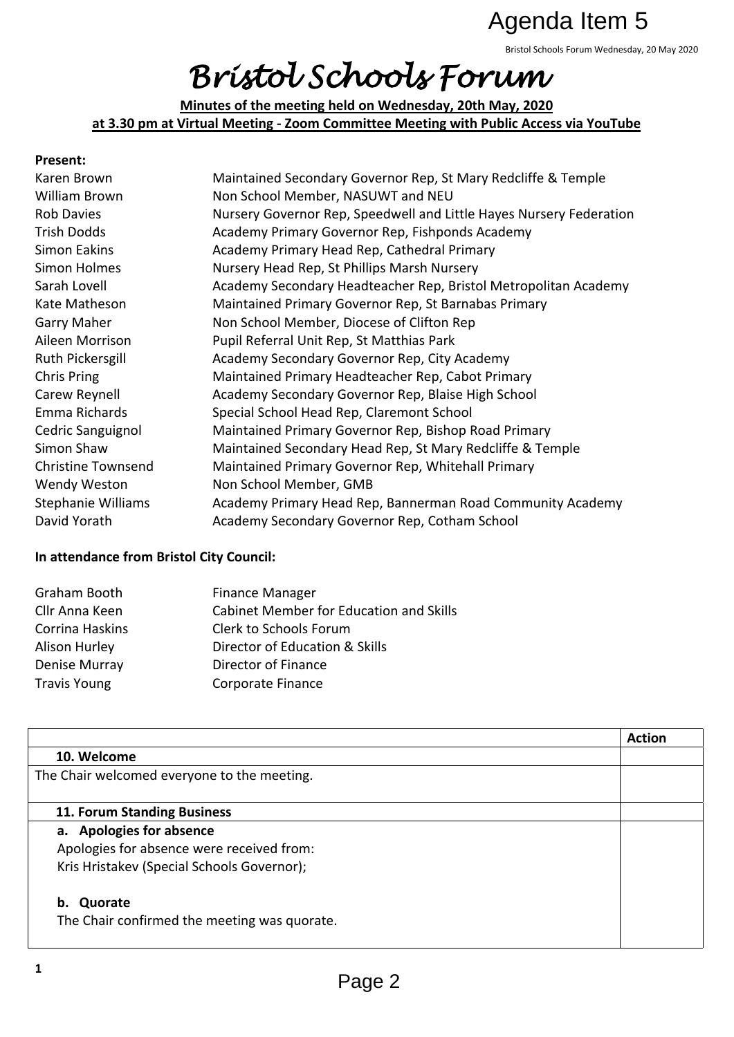Agenda Item 5

# *Bristol Schools Forum*

**Minutes of the meeting held on Wednesday, 20th May, 2020**
**at 3.30 pm at Virtual Meeting - Zoom Committee Meeting with Public Access via YouTube**

**Present:**

| | |
|---|---|
| Karen Brown | Maintained Secondary Governor Rep, St Mary Redcliffe & Temple |
| William Brown | Non School Member, NASUWT and NEU |
| Rob Davies | Nursery Governor Rep, Speedwell and Little Hayes Nursery Federation |
| Trish Dodds | Academy Primary Governor Rep, Fishponds Academy |
| Simon Eakins | Academy Primary Head Rep, Cathedral Primary |
| Simon Holmes | Nursery Head Rep, St Phillips Marsh Nursery |
| Sarah Lovell | Academy Secondary Headteacher Rep, Bristol Metropolitan Academy |
| Kate Matheson | Maintained Primary Governor Rep, St Barnabas Primary |
| Garry Maher | Non School Member, Diocese of Clifton Rep |
| Aileen Morrison | Pupil Referral Unit Rep, St Matthias Park |
| Ruth Pickersgill | Academy Secondary Governor Rep, City Academy |
| Chris Pring | Maintained Primary Headteacher Rep, Cabot Primary |
| Carew Reynell | Academy Secondary Governor Rep, Blaise High School |
| Emma Richards | Special School Head Rep, Claremont School |
| Cedric Sanguignol | Maintained Primary Governor Rep, Bishop Road Primary |
| Simon Shaw | Maintained Secondary Head Rep, St Mary Redcliffe & Temple |
| Christine Townsend | Maintained Primary Governor Rep, Whitehall Primary |
| Wendy Weston | Non School Member, GMB |
| Stephanie Williams | Academy Primary Head Rep, Bannerman Road Community Academy |
| David Yorath | Academy Secondary Governor Rep, Cotham School |

**In attendance from Bristol City Council:**

| | |
|---|---|
| Graham Booth | Finance Manager |
| Cllr Anna Keen | Cabinet Member for Education and Skills |
| Corrina Haskins | Clerk to Schools Forum |
| Alison Hurley | Director of Education & Skills |
| Denise Murray | Director of Finance |
| Travis Young | Corporate Finance |

| | Action |
|---|---|
| **10. Welcome** | |
| The Chair welcomed everyone to the meeting. | |
| **11. Forum Standing Business** | |
| **a. Apologies for absence**<br>Apologies for absence were received from:<br>Kris Hristakev (Special Schools Governor);<br><br>**b. Quorate**<br>The Chair confirmed the meeting was quorate. | |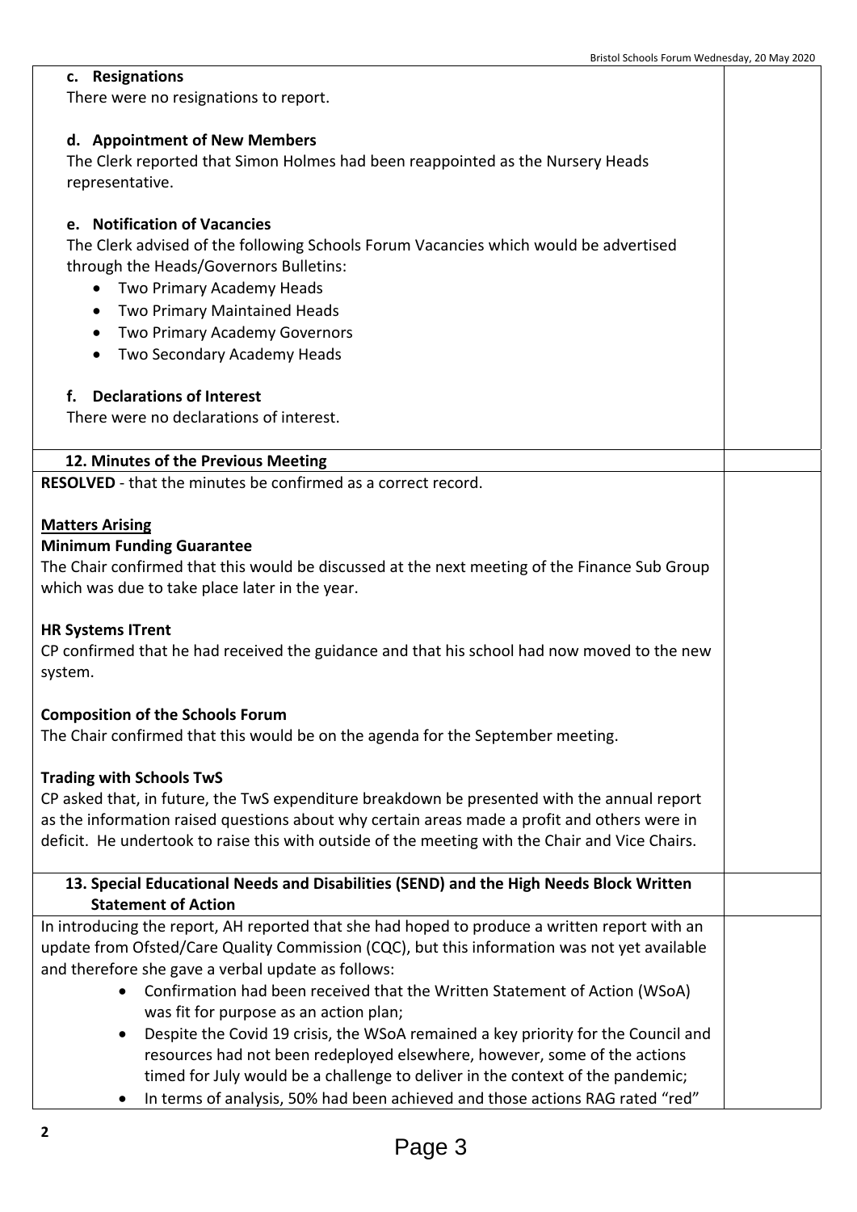**c. Resignations**

There were no resignations to report.

**d. Appointment of New Members**

The Clerk reported that Simon Holmes had been reappointed as the Nursery Heads representative.

**e. Notification of Vacancies**

The Clerk advised of the following Schools Forum Vacancies which would be advertised through the Heads/Governors Bulletins:

- Two Primary Academy Heads
- Two Primary Maintained Heads
- Two Primary Academy Governors
- Two Secondary Academy Heads

**f. Declarations of Interest**

There were no declarations of interest.

**12. Minutes of the Previous Meeting**

**RESOLVED** - that the minutes be confirmed as a correct record.

**Matters Arising**

**Minimum Funding Guarantee**

The Chair confirmed that this would be discussed at the next meeting of the Finance Sub Group which was due to take place later in the year.

**HR Systems ITrent**

CP confirmed that he had received the guidance and that his school had now moved to the new system.

**Composition of the Schools Forum**

The Chair confirmed that this would be on the agenda for the September meeting.

**Trading with Schools TwS**

CP asked that, in future, the TwS expenditure breakdown be presented with the annual report as the information raised questions about why certain areas made a profit and others were in deficit. He undertook to raise this with outside of the meeting with the Chair and Vice Chairs.

**13. Special Educational Needs and Disabilities (SEND) and the High Needs Block Written Statement of Action**

In introducing the report, AH reported that she had hoped to produce a written report with an update from Ofsted/Care Quality Commission (CQC), but this information was not yet available and therefore she gave a verbal update as follows:

- Confirmation had been received that the Written Statement of Action (WSoA) was fit for purpose as an action plan;
- Despite the Covid 19 crisis, the WSoA remained a key priority for the Council and resources had not been redeployed elsewhere, however, some of the actions timed for July would be a challenge to deliver in the context of the pandemic;
- In terms of analysis, 50% had been achieved and those actions RAG rated "red"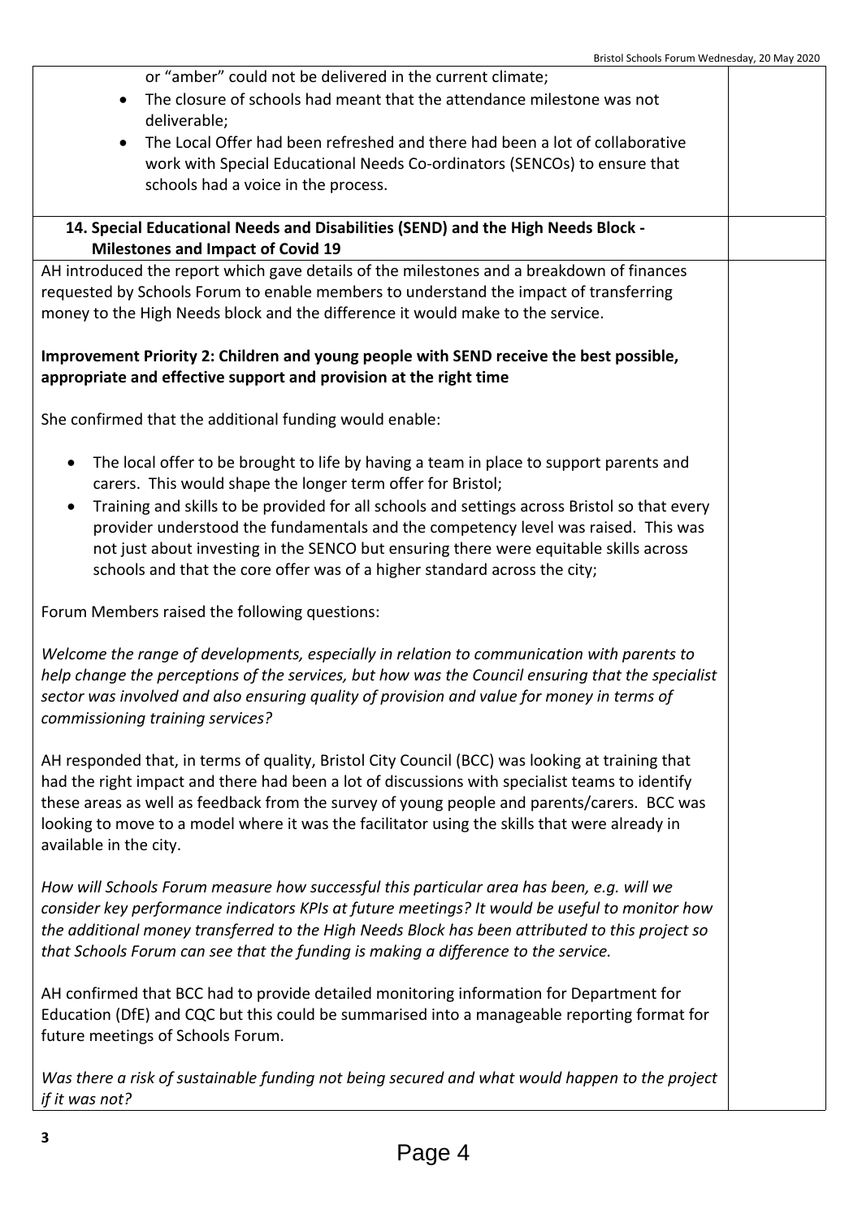or "amber" could not be delivered in the current climate;

- The closure of schools had meant that the attendance milestone was not deliverable;
- The Local Offer had been refreshed and there had been a lot of collaborative work with Special Educational Needs Co-ordinators (SENCOs) to ensure that schools had a voice in the process.

## 14. Special Educational Needs and Disabilities (SEND) and the High Needs Block - Milestones and Impact of Covid 19

AH introduced the report which gave details of the milestones and a breakdown of finances requested by Schools Forum to enable members to understand the impact of transferring money to the High Needs block and the difference it would make to the service.

**Improvement Priority 2: Children and young people with SEND receive the best possible, appropriate and effective support and provision at the right time**

She confirmed that the additional funding would enable:

- The local offer to be brought to life by having a team in place to support parents and carers. This would shape the longer term offer for Bristol;
- Training and skills to be provided for all schools and settings across Bristol so that every provider understood the fundamentals and the competency level was raised. This was not just about investing in the SENCO but ensuring there were equitable skills across schools and that the core offer was of a higher standard across the city;

Forum Members raised the following questions:

*Welcome the range of developments, especially in relation to communication with parents to help change the perceptions of the services, but how was the Council ensuring that the specialist sector was involved and also ensuring quality of provision and value for money in terms of commissioning training services?*

AH responded that, in terms of quality, Bristol City Council (BCC) was looking at training that had the right impact and there had been a lot of discussions with specialist teams to identify these areas as well as feedback from the survey of young people and parents/carers. BCC was looking to move to a model where it was the facilitator using the skills that were already in available in the city.

*How will Schools Forum measure how successful this particular area has been, e.g. will we consider key performance indicators KPIs at future meetings? It would be useful to monitor how the additional money transferred to the High Needs Block has been attributed to this project so that Schools Forum can see that the funding is making a difference to the service.*

AH confirmed that BCC had to provide detailed monitoring information for Department for Education (DfE) and CQC but this could be summarised into a manageable reporting format for future meetings of Schools Forum.

*Was there a risk of sustainable funding not being secured and what would happen to the project if it was not?*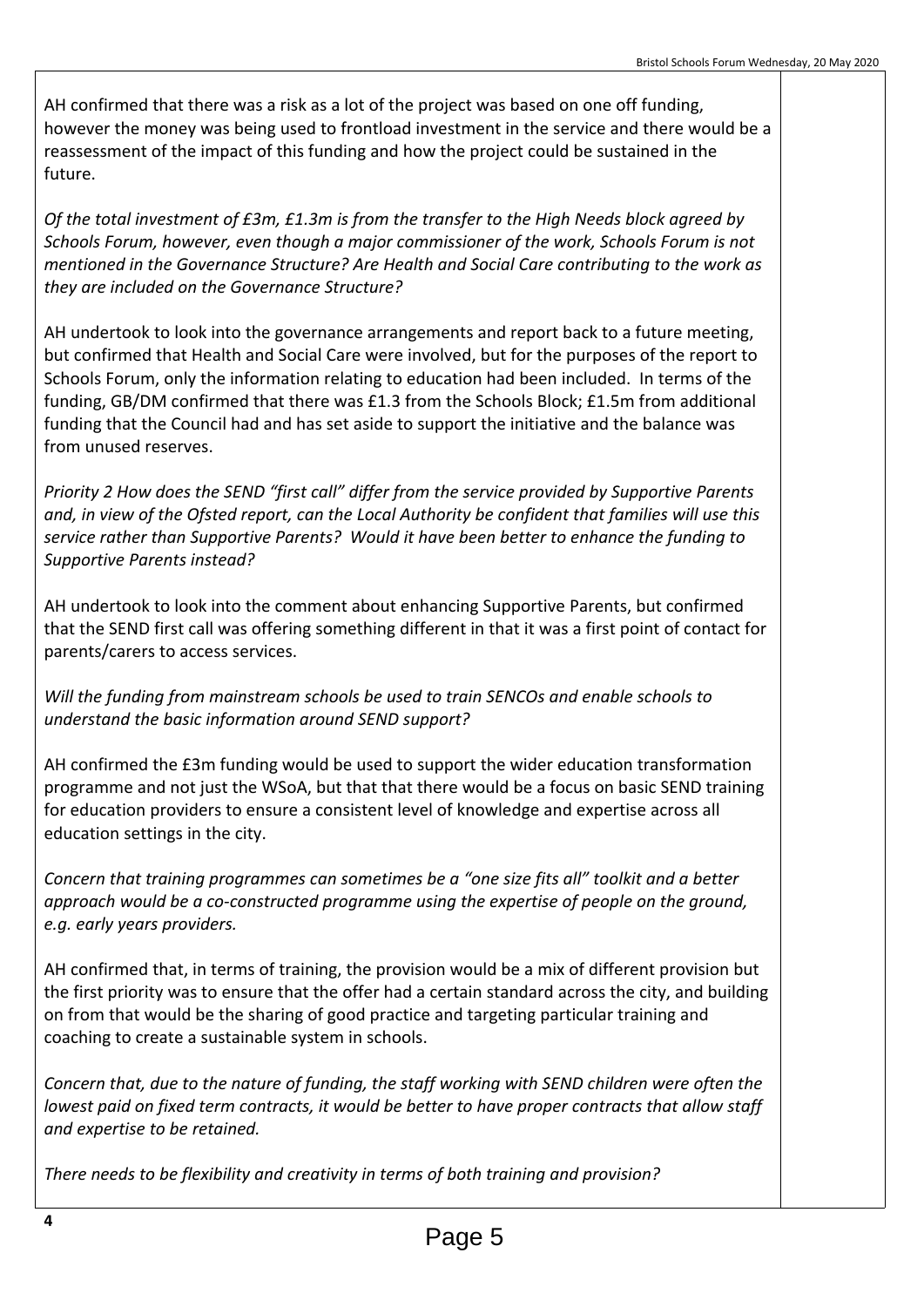AH confirmed that there was a risk as a lot of the project was based on one off funding, however the money was being used to frontload investment in the service and there would be a reassessment of the impact of this funding and how the project could be sustained in the future.

*Of the total investment of £3m, £1.3m is from the transfer to the High Needs block agreed by Schools Forum, however, even though a major commissioner of the work, Schools Forum is not mentioned in the Governance Structure? Are Health and Social Care contributing to the work as they are included on the Governance Structure?*

AH undertook to look into the governance arrangements and report back to a future meeting, but confirmed that Health and Social Care were involved, but for the purposes of the report to Schools Forum, only the information relating to education had been included. In terms of the funding, GB/DM confirmed that there was £1.3 from the Schools Block; £1.5m from additional funding that the Council had and has set aside to support the initiative and the balance was from unused reserves.

*Priority 2 How does the SEND "first call" differ from the service provided by Supportive Parents and, in view of the Ofsted report, can the Local Authority be confident that families will use this service rather than Supportive Parents? Would it have been better to enhance the funding to Supportive Parents instead?*

AH undertook to look into the comment about enhancing Supportive Parents, but confirmed that the SEND first call was offering something different in that it was a first point of contact for parents/carers to access services.

*Will the funding from mainstream schools be used to train SENCOs and enable schools to understand the basic information around SEND support?*

AH confirmed the £3m funding would be used to support the wider education transformation programme and not just the WSoA, but that that there would be a focus on basic SEND training for education providers to ensure a consistent level of knowledge and expertise across all education settings in the city.

*Concern that training programmes can sometimes be a "one size fits all" toolkit and a better approach would be a co-constructed programme using the expertise of people on the ground, e.g. early years providers.*

AH confirmed that, in terms of training, the provision would be a mix of different provision but the first priority was to ensure that the offer had a certain standard across the city, and building on from that would be the sharing of good practice and targeting particular training and coaching to create a sustainable system in schools.

*Concern that, due to the nature of funding, the staff working with SEND children were often the lowest paid on fixed term contracts, it would be better to have proper contracts that allow staff and expertise to be retained.*

*There needs to be flexibility and creativity in terms of both training and provision?*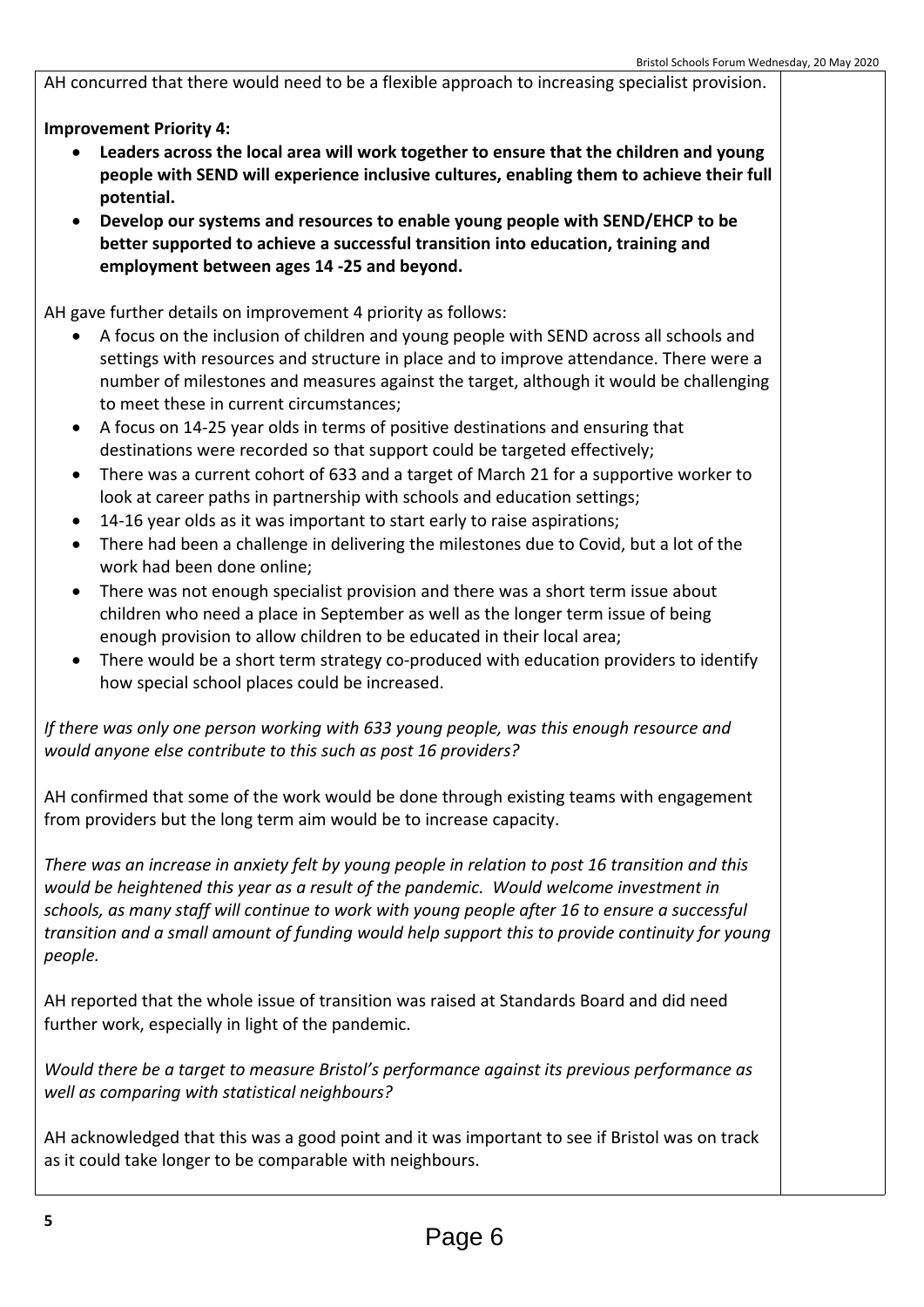AH concurred that there would need to be a flexible approach to increasing specialist provision.

**Improvement Priority 4:**

- **Leaders across the local area will work together to ensure that the children and young people with SEND will experience inclusive cultures, enabling them to achieve their full potential.**
- **Develop our systems and resources to enable young people with SEND/EHCP to be better supported to achieve a successful transition into education, training and employment between ages 14 -25 and beyond.**

AH gave further details on improvement 4 priority as follows:

- A focus on the inclusion of children and young people with SEND across all schools and settings with resources and structure in place and to improve attendance. There were a number of milestones and measures against the target, although it would be challenging to meet these in current circumstances;
- A focus on 14-25 year olds in terms of positive destinations and ensuring that destinations were recorded so that support could be targeted effectively;
- There was a current cohort of 633 and a target of March 21 for a supportive worker to look at career paths in partnership with schools and education settings;
- 14-16 year olds as it was important to start early to raise aspirations;
- There had been a challenge in delivering the milestones due to Covid, but a lot of the work had been done online;
- There was not enough specialist provision and there was a short term issue about children who need a place in September as well as the longer term issue of being enough provision to allow children to be educated in their local area;
- There would be a short term strategy co-produced with education providers to identify how special school places could be increased.

*If there was only one person working with 633 young people, was this enough resource and would anyone else contribute to this such as post 16 providers?*

AH confirmed that some of the work would be done through existing teams with engagement from providers but the long term aim would be to increase capacity.

*There was an increase in anxiety felt by young people in relation to post 16 transition and this would be heightened this year as a result of the pandemic. Would welcome investment in schools, as many staff will continue to work with young people after 16 to ensure a successful transition and a small amount of funding would help support this to provide continuity for young people.*

AH reported that the whole issue of transition was raised at Standards Board and did need further work, especially in light of the pandemic.

*Would there be a target to measure Bristol's performance against its previous performance as well as comparing with statistical neighbours?*

AH acknowledged that this was a good point and it was important to see if Bristol was on track as it could take longer to be comparable with neighbours.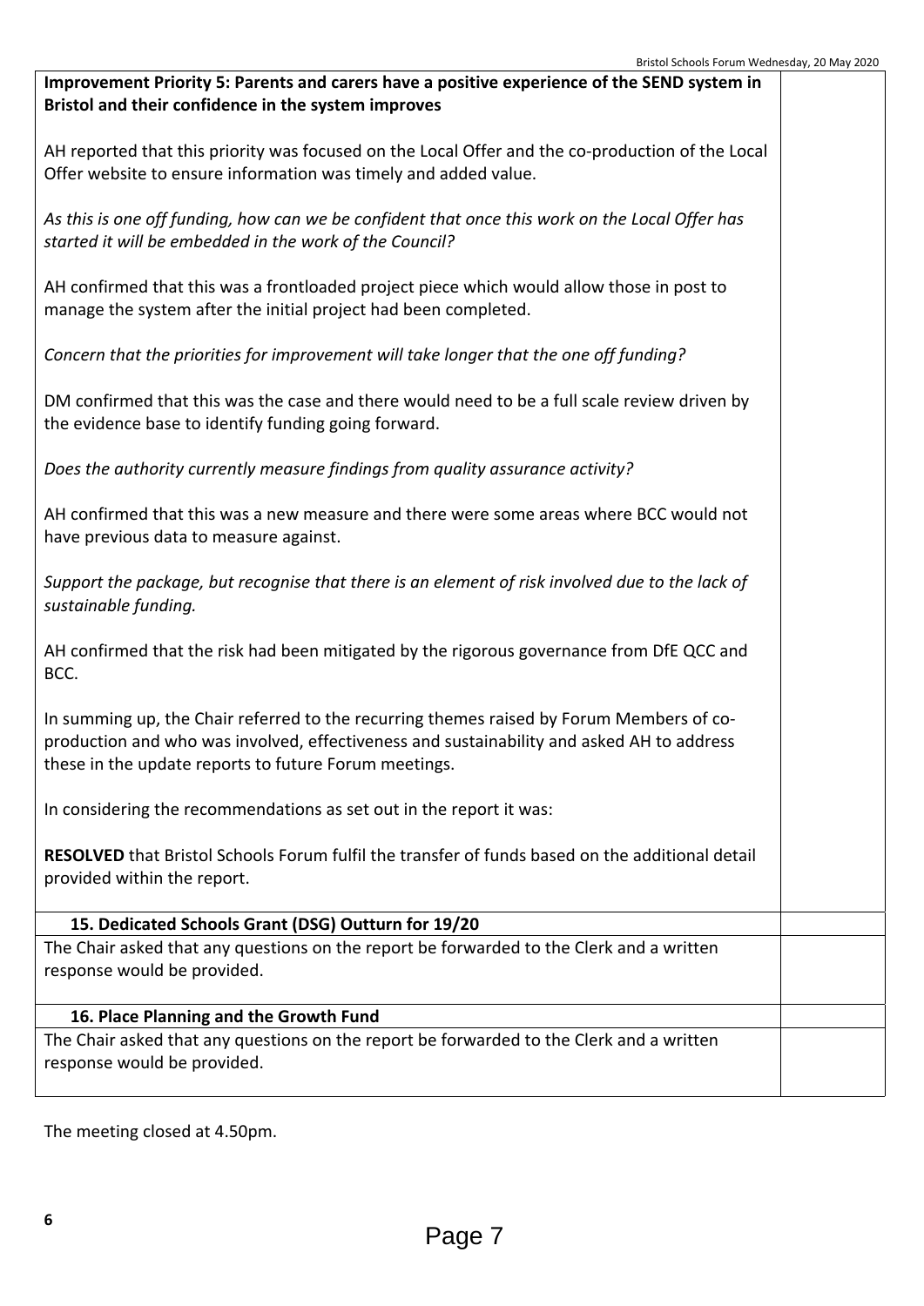**Improvement Priority 5: Parents and carers have a positive experience of the SEND system in Bristol and their confidence in the system improves**

AH reported that this priority was focused on the Local Offer and the co-production of the Local Offer website to ensure information was timely and added value.

*As this is one off funding, how can we be confident that once this work on the Local Offer has started it will be embedded in the work of the Council?*

AH confirmed that this was a frontloaded project piece which would allow those in post to manage the system after the initial project had been completed.

*Concern that the priorities for improvement will take longer that the one off funding?*

DM confirmed that this was the case and there would need to be a full scale review driven by the evidence base to identify funding going forward.

*Does the authority currently measure findings from quality assurance activity?*

AH confirmed that this was a new measure and there were some areas where BCC would not have previous data to measure against.

*Support the package, but recognise that there is an element of risk involved due to the lack of sustainable funding.*

AH confirmed that the risk had been mitigated by the rigorous governance from DfE QCC and BCC.

In summing up, the Chair referred to the recurring themes raised by Forum Members of co-production and who was involved, effectiveness and sustainability and asked AH to address these in the update reports to future Forum meetings.

In considering the recommendations as set out in the report it was:

**RESOLVED** that Bristol Schools Forum fulfil the transfer of funds based on the additional detail provided within the report.

**15. Dedicated Schools Grant (DSG) Outturn for 19/20**

The Chair asked that any questions on the report be forwarded to the Clerk and a written response would be provided.

**16. Place Planning and the Growth Fund**

The Chair asked that any questions on the report be forwarded to the Clerk and a written response would be provided.

The meeting closed at 4.50pm.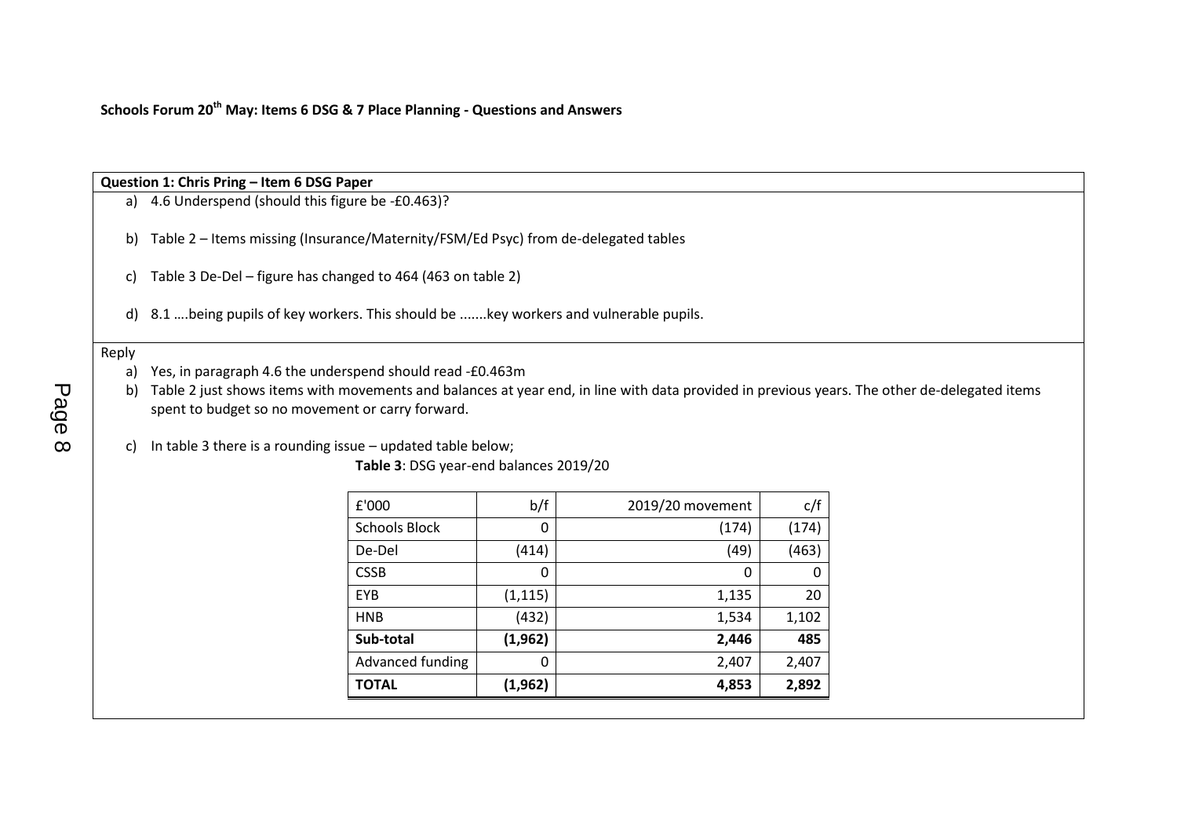**Schools Forum 20th May: Items 6 DSG & 7 Place Planning - Questions and Answers**

**Question 1: Chris Pring – Item 6 DSG Paper**

a) 4.6 Underspend (should this figure be -£0.463)?

b) Table 2 – Items missing (Insurance/Maternity/FSM/Ed Psyc) from de-delegated tables

c) Table 3 De-Del – figure has changed to 464 (463 on table 2)

d) 8.1 ….being pupils of key workers. This should be .......key workers and vulnerable pupils.

Reply

a) Yes, in paragraph 4.6 the underspend should read -£0.463m

b) Table 2 just shows items with movements and balances at year end, in line with data provided in previous years. The other de-delegated items spent to budget so no movement or carry forward.

c) In table 3 there is a rounding issue – updated table below;

**Table 3**: DSG year-end balances 2019/20

| £'000 | b/f | 2019/20 movement | c/f |
|---|---|---|---|
| Schools Block | 0 | (174) | (174) |
| De-Del | (414) | (49) | (463) |
| CSSB | 0 | 0 | 0 |
| EYB | (1,115) | 1,135 | 20 |
| HNB | (432) | 1,534 | 1,102 |
| **Sub-total** | **(1,962)** | **2,446** | **485** |
| Advanced funding | 0 | 2,407 | 2,407 |
| **TOTAL** | **(1,962)** | **4,853** | **2,892** |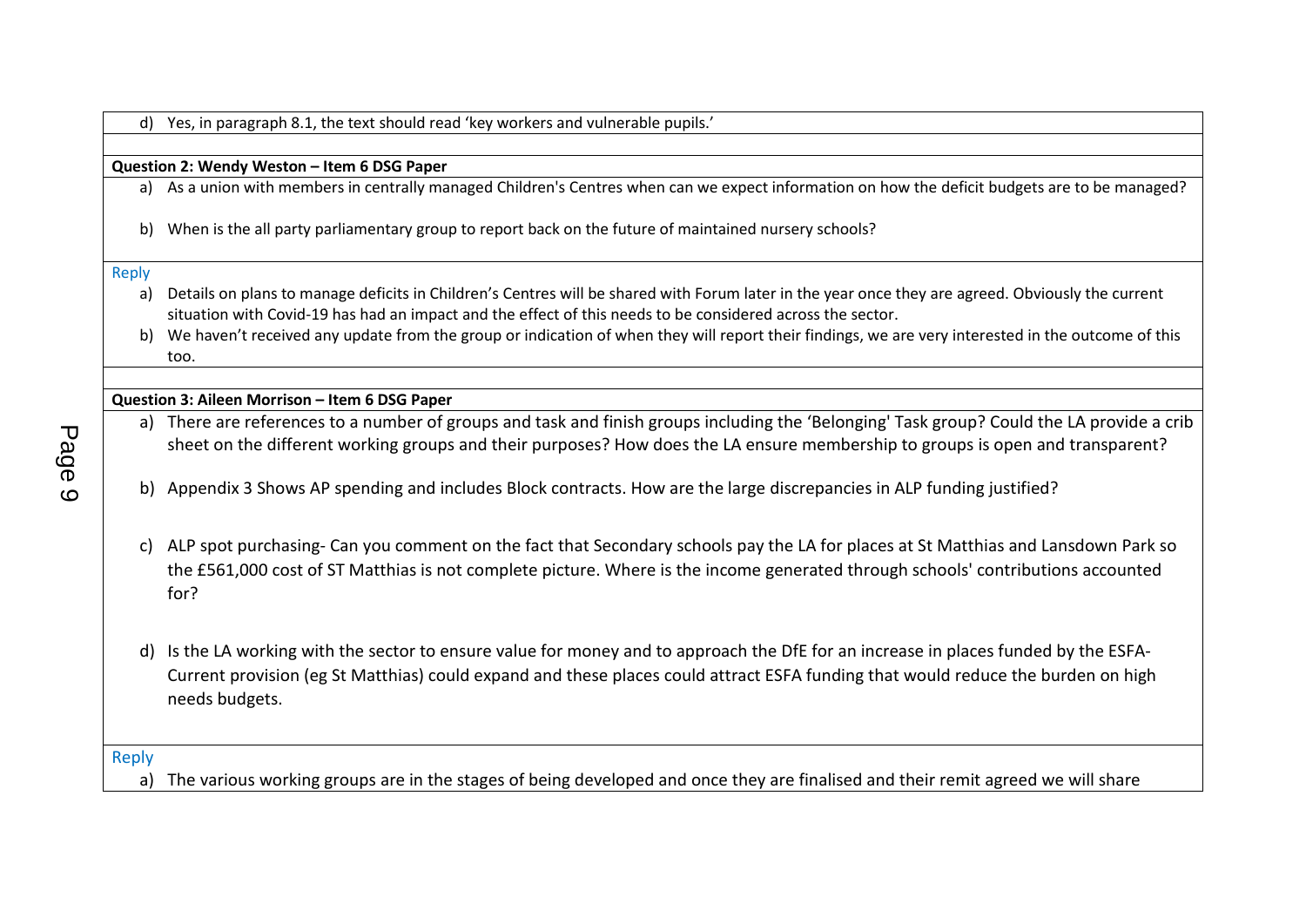d) Yes, in paragraph 8.1, the text should read 'key workers and vulnerable pupils.'

**Question 2: Wendy Weston – Item 6 DSG Paper**

a) As a union with members in centrally managed Children's Centres when can we expect information on how the deficit budgets are to be managed?

b) When is the all party parliamentary group to report back on the future of maintained nursery schools?

Reply

a) Details on plans to manage deficits in Children's Centres will be shared with Forum later in the year once they are agreed. Obviously the current situation with Covid-19 has had an impact and the effect of this needs to be considered across the sector.

b) We haven't received any update from the group or indication of when they will report their findings, we are very interested in the outcome of this too.

**Question 3: Aileen Morrison – Item 6 DSG Paper**

a) There are references to a number of groups and task and finish groups including the 'Belonging' Task group? Could the LA provide a crib sheet on the different working groups and their purposes? How does the LA ensure membership to groups is open and transparent?

b) Appendix 3 Shows AP spending and includes Block contracts. How are the large discrepancies in ALP funding justified?

c) ALP spot purchasing- Can you comment on the fact that Secondary schools pay the LA for places at St Matthias and Lansdown Park so the £561,000 cost of ST Matthias is not complete picture. Where is the income generated through schools' contributions accounted for?

d) Is the LA working with the sector to ensure value for money and to approach the DfE for an increase in places funded by the ESFA- Current provision (eg St Matthias) could expand and these places could attract ESFA funding that would reduce the burden on high needs budgets.

Reply

a) The various working groups are in the stages of being developed and once they are finalised and their remit agreed we will share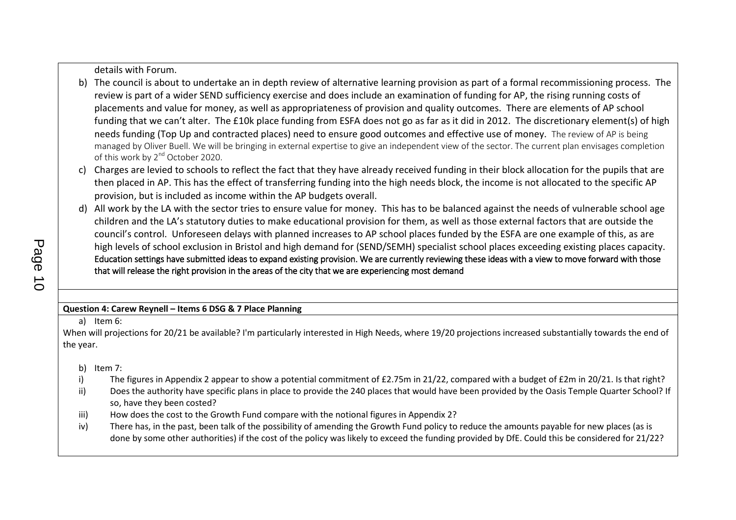details with Forum.

b) The council is about to undertake an in depth review of alternative learning provision as part of a formal recommissioning process. The review is part of a wider SEND sufficiency exercise and does include an examination of funding for AP, the rising running costs of placements and value for money, as well as appropriateness of provision and quality outcomes. There are elements of AP school funding that we can't alter. The £10k place funding from ESFA does not go as far as it did in 2012. The discretionary element(s) of high needs funding (Top Up and contracted places) need to ensure good outcomes and effective use of money. The review of AP is being managed by Oliver Buell. We will be bringing in external expertise to give an independent view of the sector. The current plan envisages completion of this work by 2nd October 2020.

c) Charges are levied to schools to reflect the fact that they have already received funding in their block allocation for the pupils that are then placed in AP. This has the effect of transferring funding into the high needs block, the income is not allocated to the specific AP provision, but is included as income within the AP budgets overall.

d) All work by the LA with the sector tries to ensure value for money. This has to be balanced against the needs of vulnerable school age children and the LA's statutory duties to make educational provision for them, as well as those external factors that are outside the council's control. Unforeseen delays with planned increases to AP school places funded by the ESFA are one example of this, as are high levels of school exclusion in Bristol and high demand for (SEND/SEMH) specialist school places exceeding existing places capacity. Education settings have submitted ideas to expand existing provision. We are currently reviewing these ideas with a view to move forward with those that will release the right provision in the areas of the city that we are experiencing most demand

**Question 4: Carew Reynell – Items 6 DSG & 7 Place Planning**

a) Item 6:

When will projections for 20/21 be available? I'm particularly interested in High Needs, where 19/20 projections increased substantially towards the end of the year.

b) Item 7:

i) The figures in Appendix 2 appear to show a potential commitment of £2.75m in 21/22, compared with a budget of £2m in 20/21. Is that right?

ii) Does the authority have specific plans in place to provide the 240 places that would have been provided by the Oasis Temple Quarter School? If so, have they been costed?

iii) How does the cost to the Growth Fund compare with the notional figures in Appendix 2?

iv) There has, in the past, been talk of the possibility of amending the Growth Fund policy to reduce the amounts payable for new places (as is done by some other authorities) if the cost of the policy was likely to exceed the funding provided by DfE. Could this be considered for 21/22?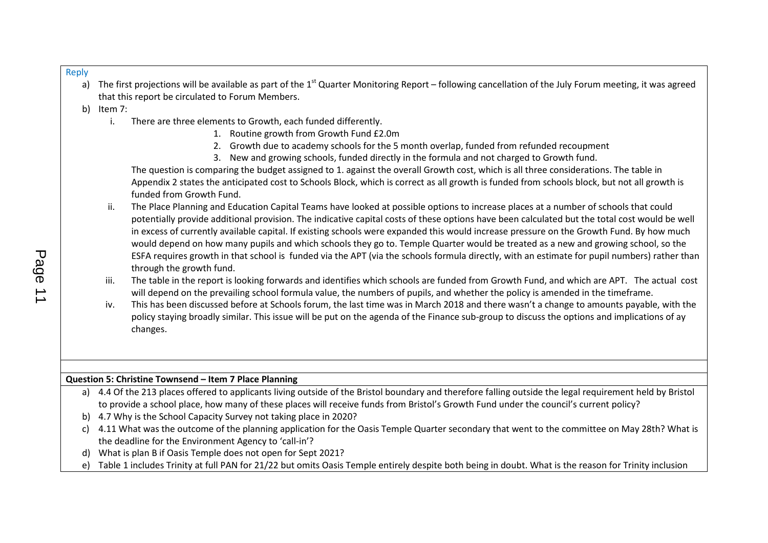Reply

a) The first projections will be available as part of the 1st Quarter Monitoring Report – following cancellation of the July Forum meeting, it was agreed that this report be circulated to Forum Members.

b) Item 7:

   i. There are three elements to Growth, each funded differently.
      1. Routine growth from Growth Fund £2.0m
      2. Growth due to academy schools for the 5 month overlap, funded from refunded recoupment
      3. New and growing schools, funded directly in the formula and not charged to Growth fund.

      The question is comparing the budget assigned to 1. against the overall Growth cost, which is all three considerations. The table in Appendix 2 states the anticipated cost to Schools Block, which is correct as all growth is funded from schools block, but not all growth is funded from Growth Fund.

   ii. The Place Planning and Education Capital Teams have looked at possible options to increase places at a number of schools that could potentially provide additional provision. The indicative capital costs of these options have been calculated but the total cost would be well in excess of currently available capital. If existing schools were expanded this would increase pressure on the Growth Fund. By how much would depend on how many pupils and which schools they go to. Temple Quarter would be treated as a new and growing school, so the ESFA requires growth in that school is funded via the APT (via the schools formula directly, with an estimate for pupil numbers) rather than through the growth fund.

   iii. The table in the report is looking forwards and identifies which schools are funded from Growth Fund, and which are APT. The actual cost will depend on the prevailing school formula value, the numbers of pupils, and whether the policy is amended in the timeframe.

   iv. This has been discussed before at Schools forum, the last time was in March 2018 and there wasn't a change to amounts payable, with the policy staying broadly similar. This issue will be put on the agenda of the Finance sub-group to discuss the options and implications of ay changes.

**Question 5: Christine Townsend – Item 7 Place Planning**

a) 4.4 Of the 213 places offered to applicants living outside of the Bristol boundary and therefore falling outside the legal requirement held by Bristol to provide a school place, how many of these places will receive funds from Bristol's Growth Fund under the council's current policy?

b) 4.7 Why is the School Capacity Survey not taking place in 2020?

c) 4.11 What was the outcome of the planning application for the Oasis Temple Quarter secondary that went to the committee on May 28th? What is the deadline for the Environment Agency to 'call-in'?

d) What is plan B if Oasis Temple does not open for Sept 2021?

e) Table 1 includes Trinity at full PAN for 21/22 but omits Oasis Temple entirely despite both being in doubt. What is the reason for Trinity inclusion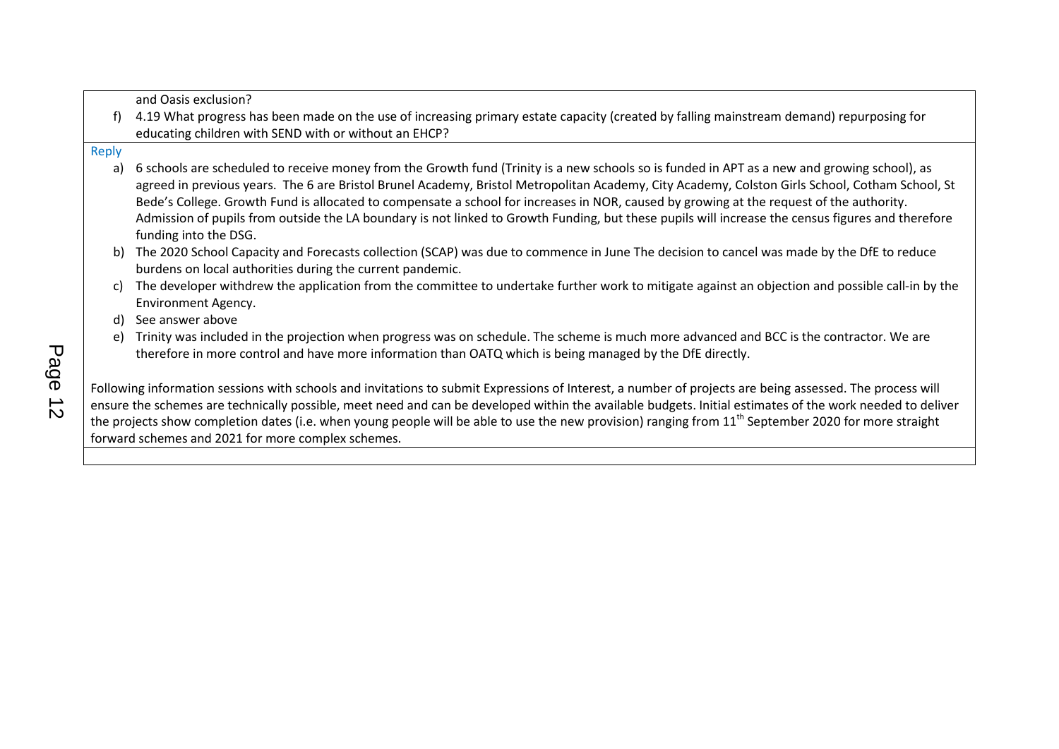and Oasis exclusion?

f) 4.19 What progress has been made on the use of increasing primary estate capacity (created by falling mainstream demand) repurposing for educating children with SEND with or without an EHCP?

Reply

a) 6 schools are scheduled to receive money from the Growth fund (Trinity is a new schools so is funded in APT as a new and growing school), as agreed in previous years. The 6 are Bristol Brunel Academy, Bristol Metropolitan Academy, City Academy, Colston Girls School, Cotham School, St Bede's College. Growth Fund is allocated to compensate a school for increases in NOR, caused by growing at the request of the authority. Admission of pupils from outside the LA boundary is not linked to Growth Funding, but these pupils will increase the census figures and therefore funding into the DSG.

b) The 2020 School Capacity and Forecasts collection (SCAP) was due to commence in June The decision to cancel was made by the DfE to reduce burdens on local authorities during the current pandemic.

c) The developer withdrew the application from the committee to undertake further work to mitigate against an objection and possible call-in by the Environment Agency.

d) See answer above

e) Trinity was included in the projection when progress was on schedule. The scheme is much more advanced and BCC is the contractor. We are therefore in more control and have more information than OATQ which is being managed by the DfE directly.

Following information sessions with schools and invitations to submit Expressions of Interest, a number of projects are being assessed. The process will ensure the schemes are technically possible, meet need and can be developed within the available budgets. Initial estimates of the work needed to deliver the projects show completion dates (i.e. when young people will be able to use the new provision) ranging from 11th September 2020 for more straight forward schemes and 2021 for more complex schemes.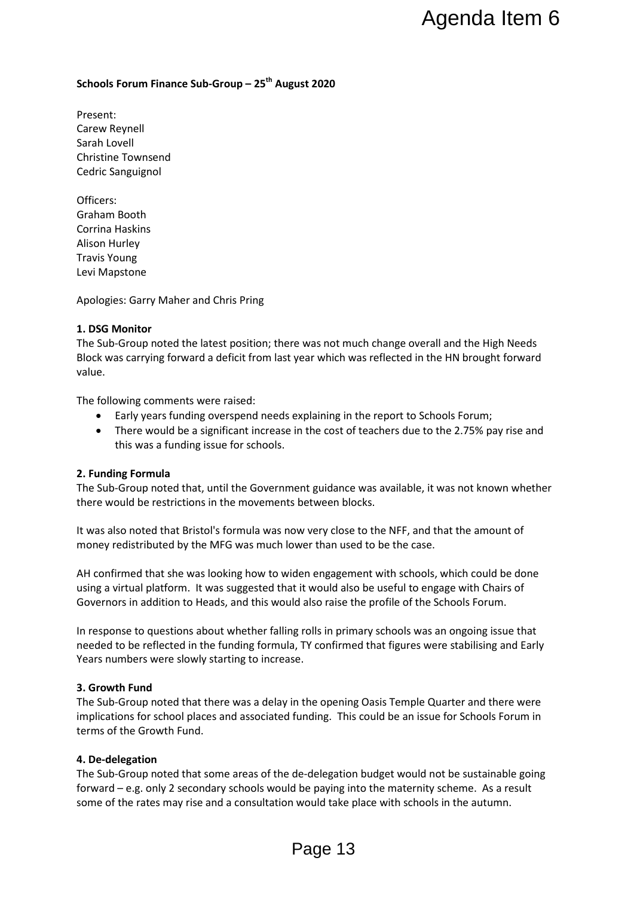Agenda Item 6

**Schools Forum Finance Sub-Group – 25th August 2020**

Present:
Carew Reynell
Sarah Lovell
Christine Townsend
Cedric Sanguignol

Officers:
Graham Booth
Corrina Haskins
Alison Hurley
Travis Young
Levi Mapstone

Apologies: Garry Maher and Chris Pring

**1. DSG Monitor**

The Sub-Group noted the latest position; there was not much change overall and the High Needs Block was carrying forward a deficit from last year which was reflected in the HN brought forward value.

The following comments were raised:

- Early years funding overspend needs explaining in the report to Schools Forum;
- There would be a significant increase in the cost of teachers due to the 2.75% pay rise and this was a funding issue for schools.

**2. Funding Formula**

The Sub-Group noted that, until the Government guidance was available, it was not known whether there would be restrictions in the movements between blocks.

It was also noted that Bristol's formula was now very close to the NFF, and that the amount of money redistributed by the MFG was much lower than used to be the case.

AH confirmed that she was looking how to widen engagement with schools, which could be done using a virtual platform. It was suggested that it would also be useful to engage with Chairs of Governors in addition to Heads, and this would also raise the profile of the Schools Forum.

In response to questions about whether falling rolls in primary schools was an ongoing issue that needed to be reflected in the funding formula, TY confirmed that figures were stabilising and Early Years numbers were slowly starting to increase.

**3. Growth Fund**

The Sub-Group noted that there was a delay in the opening Oasis Temple Quarter and there were implications for school places and associated funding. This could be an issue for Schools Forum in terms of the Growth Fund.

**4. De-delegation**

The Sub-Group noted that some areas of the de-delegation budget would not be sustainable going forward – e.g. only 2 secondary schools would be paying into the maternity scheme. As a result some of the rates may rise and a consultation would take place with schools in the autumn.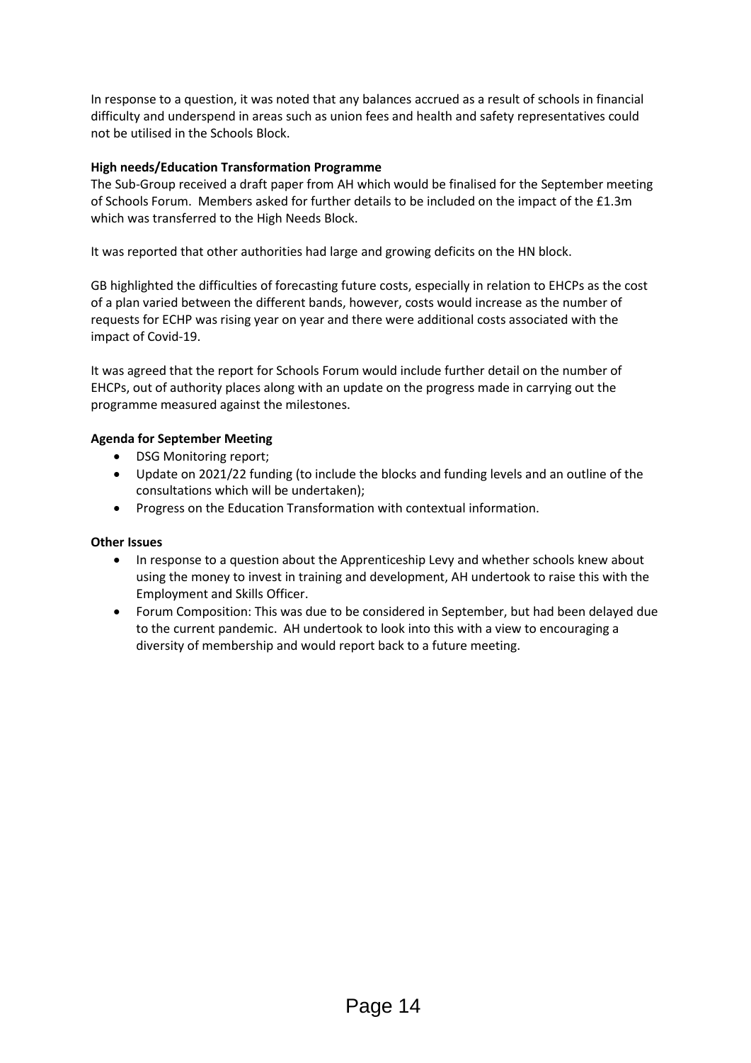In response to a question, it was noted that any balances accrued as a result of schools in financial difficulty and underspend in areas such as union fees and health and safety representatives could not be utilised in the Schools Block.

**High needs/Education Transformation Programme**

The Sub-Group received a draft paper from AH which would be finalised for the September meeting of Schools Forum. Members asked for further details to be included on the impact of the £1.3m which was transferred to the High Needs Block.

It was reported that other authorities had large and growing deficits on the HN block.

GB highlighted the difficulties of forecasting future costs, especially in relation to EHCPs as the cost of a plan varied between the different bands, however, costs would increase as the number of requests for ECHP was rising year on year and there were additional costs associated with the impact of Covid-19.

It was agreed that the report for Schools Forum would include further detail on the number of EHCPs, out of authority places along with an update on the progress made in carrying out the programme measured against the milestones.

**Agenda for September Meeting**

- DSG Monitoring report;
- Update on 2021/22 funding (to include the blocks and funding levels and an outline of the consultations which will be undertaken);
- Progress on the Education Transformation with contextual information.

**Other Issues**

- In response to a question about the Apprenticeship Levy and whether schools knew about using the money to invest in training and development, AH undertook to raise this with the Employment and Skills Officer.
- Forum Composition: This was due to be considered in September, but had been delayed due to the current pandemic. AH undertook to look into this with a view to encouraging a diversity of membership and would report back to a future meeting.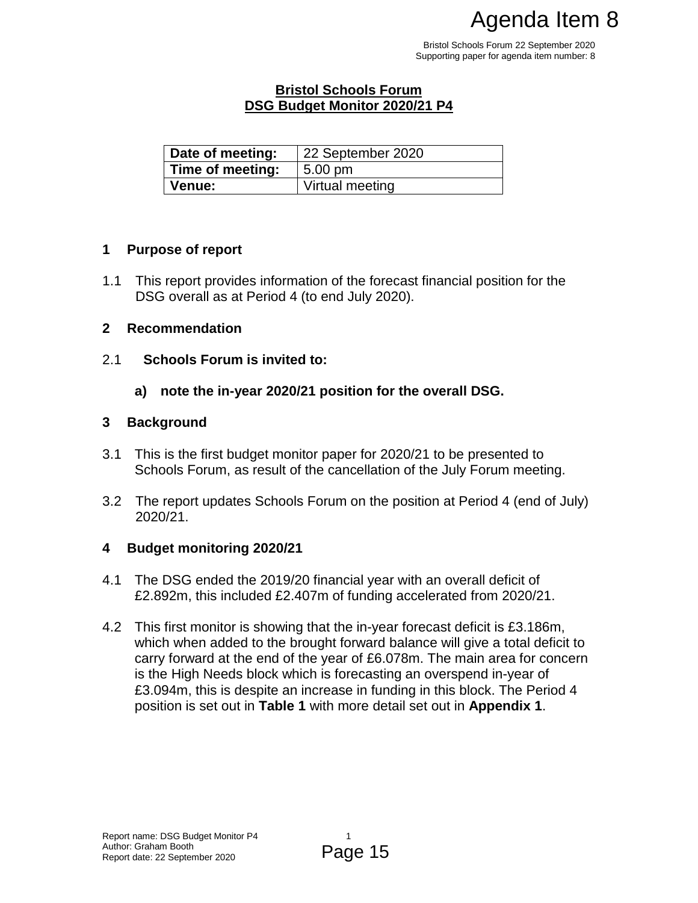Agenda Item 8

Bristol Schools Forum 22 September 2020
Supporting paper for agenda item number: 8

## Bristol Schools Forum
## DSG Budget Monitor 2020/21 P4

| **Date of meeting:** | 22 September 2020 |
|---|---|
| **Time of meeting:** | 5.00 pm |
| **Venue:** | Virtual meeting |

### 1 Purpose of report

1.1 This report provides information of the forecast financial position for the DSG overall as at Period 4 (to end July 2020).

### 2 Recommendation

2.1 **Schools Forum is invited to:**

**a) note the in-year 2020/21 position for the overall DSG.**

### 3 Background

3.1 This is the first budget monitor paper for 2020/21 to be presented to Schools Forum, as result of the cancellation of the July Forum meeting.

3.2 The report updates Schools Forum on the position at Period 4 (end of July) 2020/21.

### 4 Budget monitoring 2020/21

4.1 The DSG ended the 2019/20 financial year with an overall deficit of £2.892m, this included £2.407m of funding accelerated from 2020/21.

4.2 This first monitor is showing that the in-year forecast deficit is £3.186m, which when added to the brought forward balance will give a total deficit to carry forward at the end of the year of £6.078m. The main area for concern is the High Needs block which is forecasting an overspend in-year of £3.094m, this is despite an increase in funding in this block. The Period 4 position is set out in **Table 1** with more detail set out in **Appendix 1**.

Report name: DSG Budget Monitor P4
Author: Graham Booth
Report date: 22 September 2020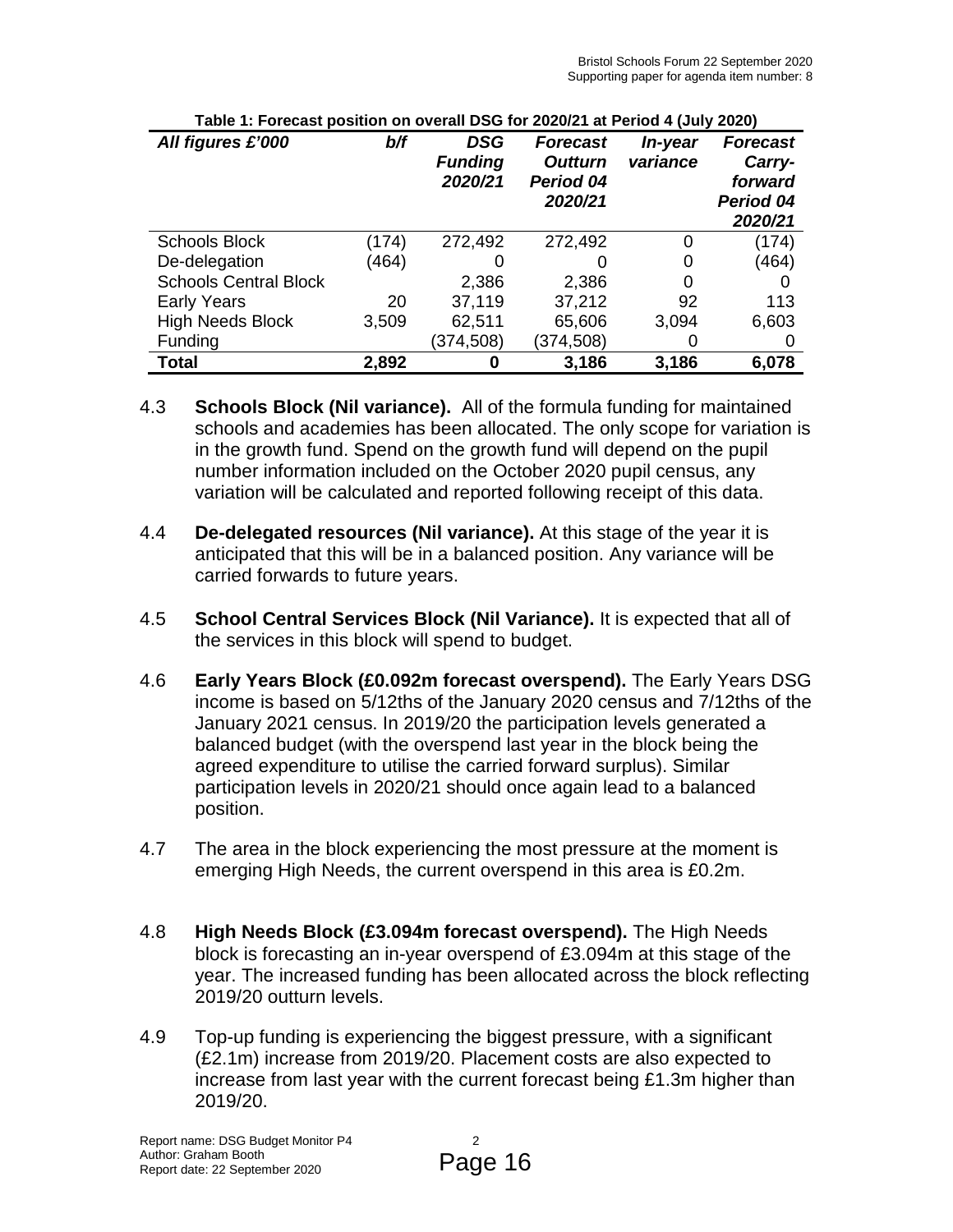**Table 1: Forecast position on overall DSG for 2020/21 at Period 4 (July 2020)**

| *All figures £'000* | *b/f* | *DSG Funding 2020/21* | *Forecast Outturn Period 04 2020/21* | *In-year variance* | *Forecast Carry-forward Period 04 2020/21* |
|---|---|---|---|---|---|
| Schools Block | (174) | 272,492 | 272,492 | 0 | (174) |
| De-delegation | (464) | 0 | 0 | 0 | (464) |
| Schools Central Block | | 2,386 | 2,386 | 0 | 0 |
| Early Years | 20 | 37,119 | 37,212 | 92 | 113 |
| High Needs Block | 3,509 | 62,511 | 65,606 | 3,094 | 6,603 |
| Funding | | (374,508) | (374,508) | 0 | 0 |
| **Total** | **2,892** | **0** | **3,186** | **3,186** | **6,078** |

4.3 **Schools Block (Nil variance).** All of the formula funding for maintained schools and academies has been allocated. The only scope for variation is in the growth fund. Spend on the growth fund will depend on the pupil number information included on the October 2020 pupil census, any variation will be calculated and reported following receipt of this data.

4.4 **De-delegated resources (Nil variance).** At this stage of the year it is anticipated that this will be in a balanced position. Any variance will be carried forwards to future years.

4.5 **School Central Services Block (Nil Variance).** It is expected that all of the services in this block will spend to budget.

4.6 **Early Years Block (£0.092m forecast overspend).** The Early Years DSG income is based on 5/12ths of the January 2020 census and 7/12ths of the January 2021 census. In 2019/20 the participation levels generated a balanced budget (with the overspend last year in the block being the agreed expenditure to utilise the carried forward surplus). Similar participation levels in 2020/21 should once again lead to a balanced position.

4.7 The area in the block experiencing the most pressure at the moment is emerging High Needs, the current overspend in this area is £0.2m.

4.8 **High Needs Block (£3.094m forecast overspend).** The High Needs block is forecasting an in-year overspend of £3.094m at this stage of the year. The increased funding has been allocated across the block reflecting 2019/20 outturn levels.

4.9 Top-up funding is experiencing the biggest pressure, with a significant (£2.1m) increase from 2019/20. Placement costs are also expected to increase from last year with the current forecast being £1.3m higher than 2019/20.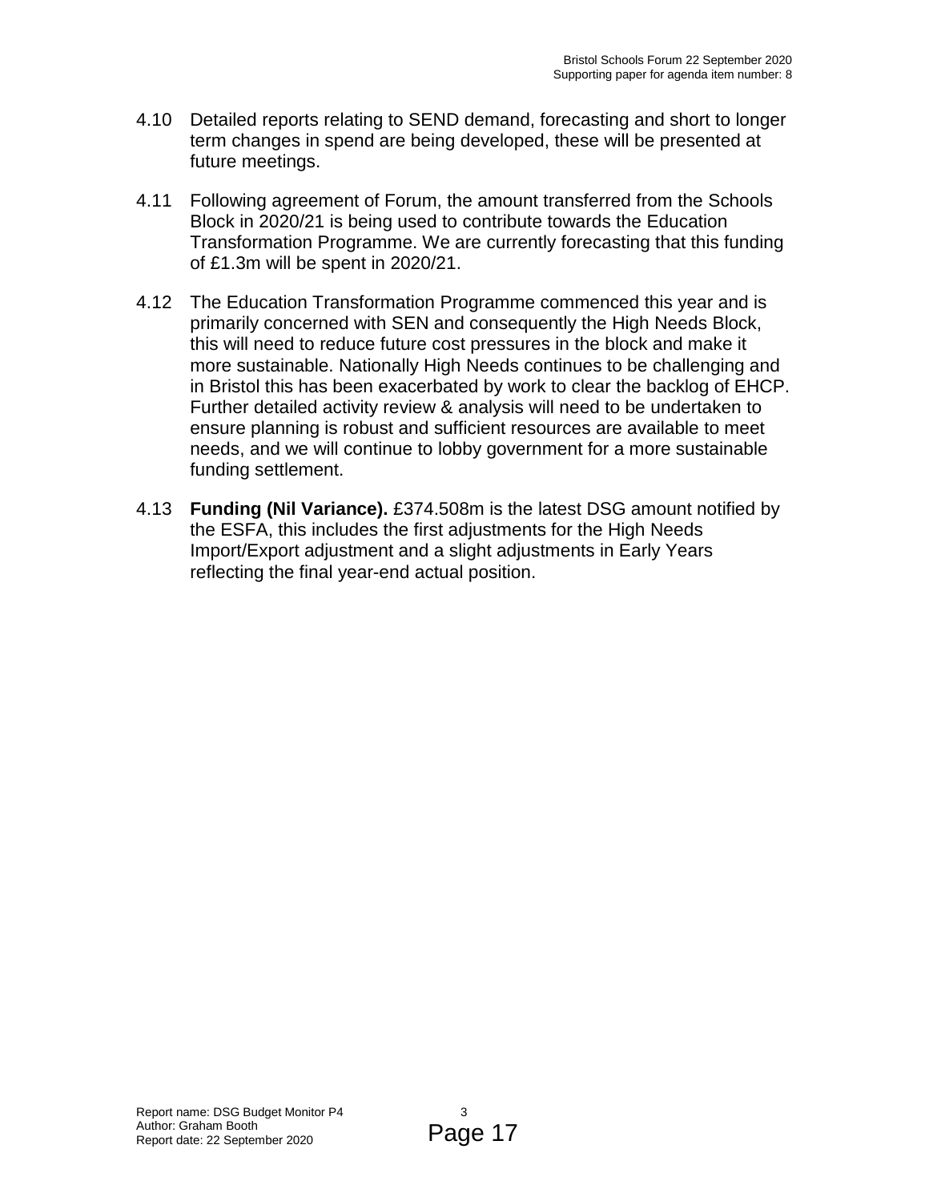4.10 Detailed reports relating to SEND demand, forecasting and short to longer term changes in spend are being developed, these will be presented at future meetings.

4.11 Following agreement of Forum, the amount transferred from the Schools Block in 2020/21 is being used to contribute towards the Education Transformation Programme. We are currently forecasting that this funding of £1.3m will be spent in 2020/21.

4.12 The Education Transformation Programme commenced this year and is primarily concerned with SEN and consequently the High Needs Block, this will need to reduce future cost pressures in the block and make it more sustainable. Nationally High Needs continues to be challenging and in Bristol this has been exacerbated by work to clear the backlog of EHCP. Further detailed activity review & analysis will need to be undertaken to ensure planning is robust and sufficient resources are available to meet needs, and we will continue to lobby government for a more sustainable funding settlement.

4.13 **Funding (Nil Variance).** £374.508m is the latest DSG amount notified by the ESFA, this includes the first adjustments for the High Needs Import/Export adjustment and a slight adjustments in Early Years reflecting the final year-end actual position.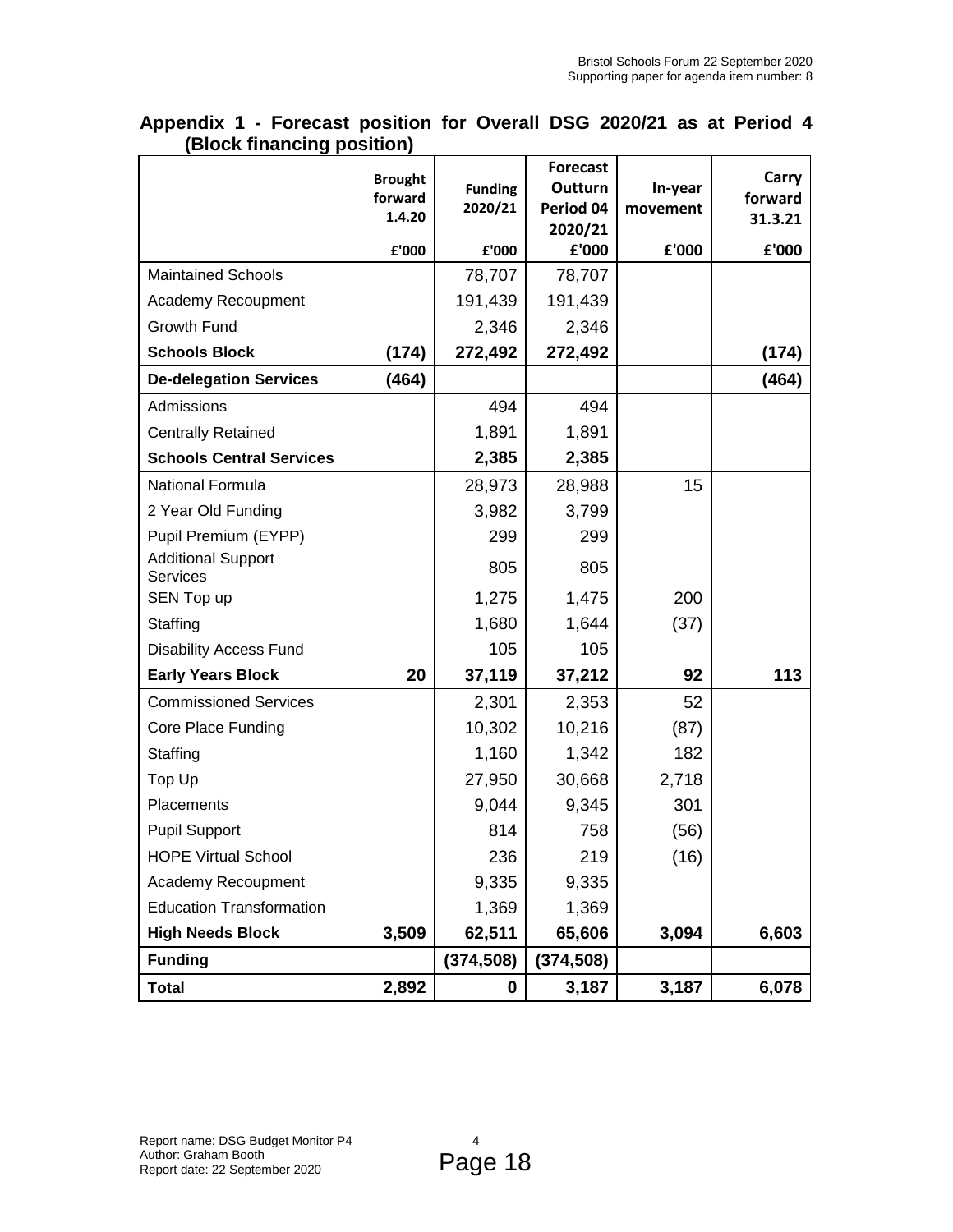## Appendix 1 - Forecast position for Overall DSG 2020/21 as at Period 4 (Block financing position)

| | Brought forward 1.4.20 | Funding 2020/21 | Forecast Outturn Period 04 2020/21 | In-year movement | Carry forward 31.3.21 |
|---|---|---|---|---|---|
| | £'000 | £'000 | £'000 | £'000 | £'000 |
| Maintained Schools | | 78,707 | 78,707 | | |
| Academy Recoupment | | 191,439 | 191,439 | | |
| Growth Fund | | 2,346 | 2,346 | | |
| **Schools Block** | **(174)** | **272,492** | **272,492** | | **(174)** |
| **De-delegation Services** | **(464)** | | | | **(464)** |
| Admissions | | 494 | 494 | | |
| Centrally Retained | | 1,891 | 1,891 | | |
| **Schools Central Services** | | **2,385** | **2,385** | | |
| National Formula | | 28,973 | 28,988 | 15 | |
| 2 Year Old Funding | | 3,982 | 3,799 | | |
| Pupil Premium (EYPP) | | 299 | 299 | | |
| Additional Support Services | | 805 | 805 | | |
| SEN Top up | | 1,275 | 1,475 | 200 | |
| Staffing | | 1,680 | 1,644 | (37) | |
| Disability Access Fund | | 105 | 105 | | |
| **Early Years Block** | **20** | **37,119** | **37,212** | **92** | **113** |
| Commissioned Services | | 2,301 | 2,353 | 52 | |
| Core Place Funding | | 10,302 | 10,216 | (87) | |
| Staffing | | 1,160 | 1,342 | 182 | |
| Top Up | | 27,950 | 30,668 | 2,718 | |
| Placements | | 9,044 | 9,345 | 301 | |
| Pupil Support | | 814 | 758 | (56) | |
| HOPE Virtual School | | 236 | 219 | (16) | |
| Academy Recoupment | | 9,335 | 9,335 | | |
| Education Transformation | | 1,369 | 1,369 | | |
| **High Needs Block** | **3,509** | **62,511** | **65,606** | **3,094** | **6,603** |
| **Funding** | | **(374,508)** | **(374,508)** | | |
| **Total** | **2,892** | **0** | **3,187** | **3,187** | **6,078** |

Report name: DSG Budget Monitor P4
Author: Graham Booth
Report date: 22 September 2020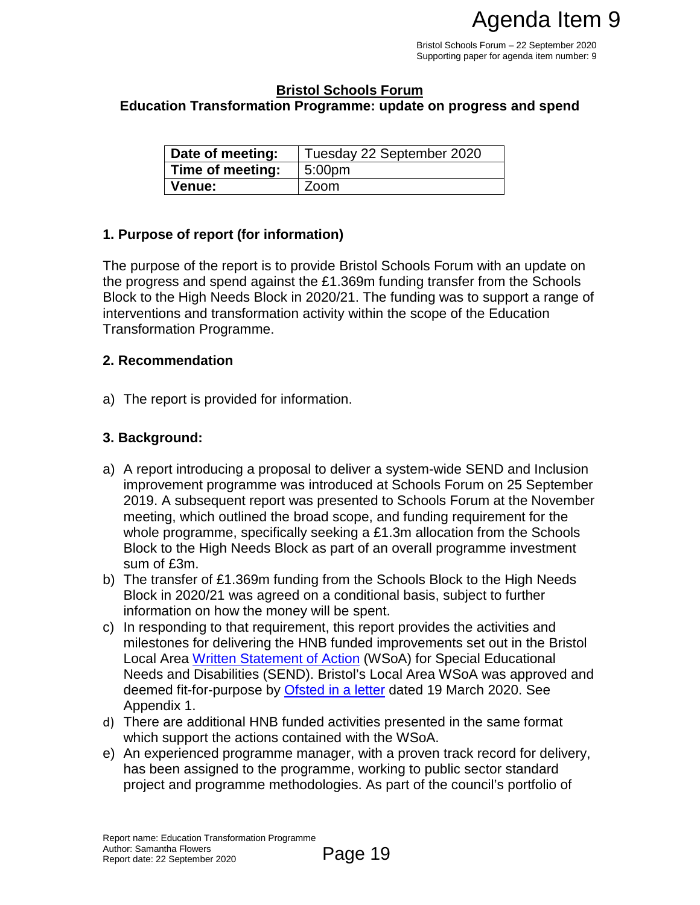# Agenda Item 9

Bristol Schools Forum – 22 September 2020
Supporting paper for agenda item number: 9

**Bristol Schools Forum**

**Education Transformation Programme: update on progress and spend**

| **Date of meeting:** | Tuesday 22 September 2020 |
|---|---|
| **Time of meeting:** | 5:00pm |
| **Venue:** | Zoom |

## 1. Purpose of report (for information)

The purpose of the report is to provide Bristol Schools Forum with an update on the progress and spend against the £1.369m funding transfer from the Schools Block to the High Needs Block in 2020/21. The funding was to support a range of interventions and transformation activity within the scope of the Education Transformation Programme.

## 2. Recommendation

a) The report is provided for information.

## 3. Background:

a) A report introducing a proposal to deliver a system-wide SEND and Inclusion improvement programme was introduced at Schools Forum on 25 September 2019. A subsequent report was presented to Schools Forum at the November meeting, which outlined the broad scope, and funding requirement for the whole programme, specifically seeking a £1.3m allocation from the Schools Block to the High Needs Block as part of an overall programme investment sum of £3m.
b) The transfer of £1.369m funding from the Schools Block to the High Needs Block in 2020/21 was agreed on a conditional basis, subject to further information on how the money will be spent.
c) In responding to that requirement, this report provides the activities and milestones for delivering the HNB funded improvements set out in the Bristol Local Area Written Statement of Action (WSoA) for Special Educational Needs and Disabilities (SEND). Bristol's Local Area WSoA was approved and deemed fit-for-purpose by Ofsted in a letter dated 19 March 2020. See Appendix 1.
d) There are additional HNB funded activities presented in the same format which support the actions contained with the WSoA.
e) An experienced programme manager, with a proven track record for delivery, has been assigned to the programme, working to public sector standard project and programme methodologies. As part of the council's portfolio of

Report name: Education Transformation Programme
Author: Samantha Flowers
Report date: 22 September 2020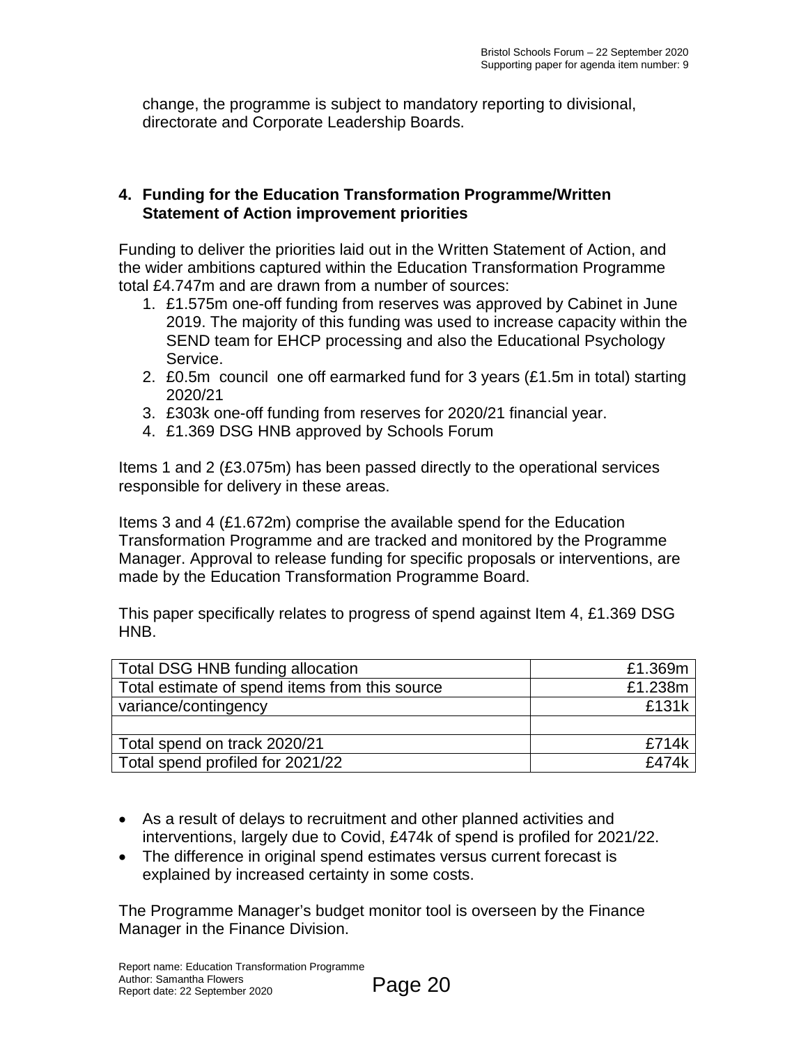change, the programme is subject to mandatory reporting to divisional, directorate and Corporate Leadership Boards.

## 4. Funding for the Education Transformation Programme/Written Statement of Action improvement priorities

Funding to deliver the priorities laid out in the Written Statement of Action, and the wider ambitions captured within the Education Transformation Programme total £4.747m and are drawn from a number of sources:

1. £1.575m one-off funding from reserves was approved by Cabinet in June 2019. The majority of this funding was used to increase capacity within the SEND team for EHCP processing and also the Educational Psychology Service.
2. £0.5m council one off earmarked fund for 3 years (£1.5m in total) starting 2020/21
3. £303k one-off funding from reserves for 2020/21 financial year.
4. £1.369 DSG HNB approved by Schools Forum

Items 1 and 2 (£3.075m) has been passed directly to the operational services responsible for delivery in these areas.

Items 3 and 4 (£1.672m) comprise the available spend for the Education Transformation Programme and are tracked and monitored by the Programme Manager. Approval to release funding for specific proposals or interventions, are made by the Education Transformation Programme Board.

This paper specifically relates to progress of spend against Item 4, £1.369 DSG HNB.

| Total DSG HNB funding allocation | £1.369m |
|---|---|
| Total estimate of spend items from this source | £1.238m |
| variance/contingency | £131k |
| | |
| Total spend on track 2020/21 | £714k |
| Total spend profiled for 2021/22 | £474k |

- As a result of delays to recruitment and other planned activities and interventions, largely due to Covid, £474k of spend is profiled for 2021/22.
- The difference in original spend estimates versus current forecast is explained by increased certainty in some costs.

The Programme Manager's budget monitor tool is overseen by the Finance Manager in the Finance Division.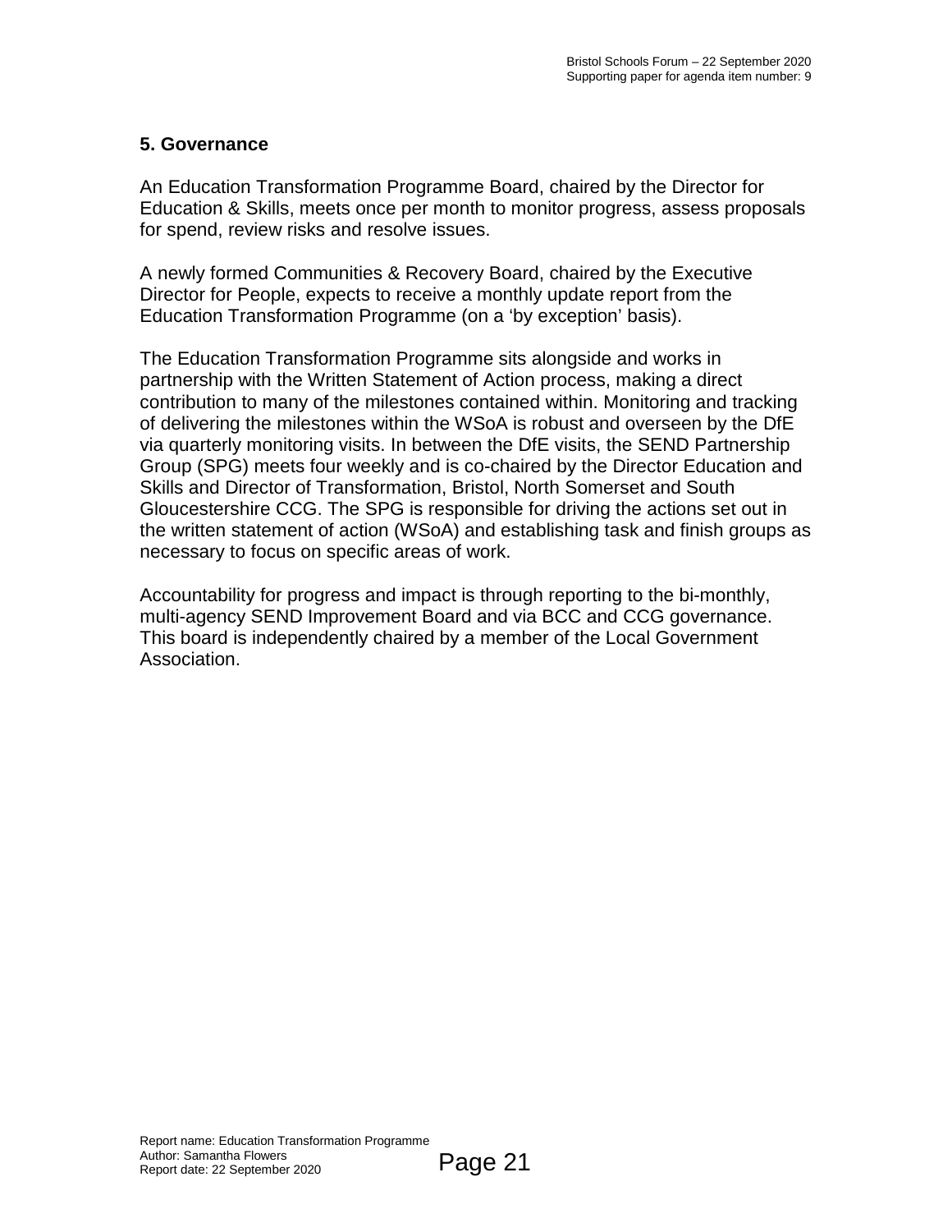## 5. Governance

An Education Transformation Programme Board, chaired by the Director for Education & Skills, meets once per month to monitor progress, assess proposals for spend, review risks and resolve issues.

A newly formed Communities & Recovery Board, chaired by the Executive Director for People, expects to receive a monthly update report from the Education Transformation Programme (on a 'by exception' basis).

The Education Transformation Programme sits alongside and works in partnership with the Written Statement of Action process, making a direct contribution to many of the milestones contained within. Monitoring and tracking of delivering the milestones within the WSoA is robust and overseen by the DfE via quarterly monitoring visits. In between the DfE visits, the SEND Partnership Group (SPG) meets four weekly and is co-chaired by the Director Education and Skills and Director of Transformation, Bristol, North Somerset and South Gloucestershire CCG. The SPG is responsible for driving the actions set out in the written statement of action (WSoA) and establishing task and finish groups as necessary to focus on specific areas of work.

Accountability for progress and impact is through reporting to the bi-monthly, multi-agency SEND Improvement Board and via BCC and CCG governance. This board is independently chaired by a member of the Local Government Association.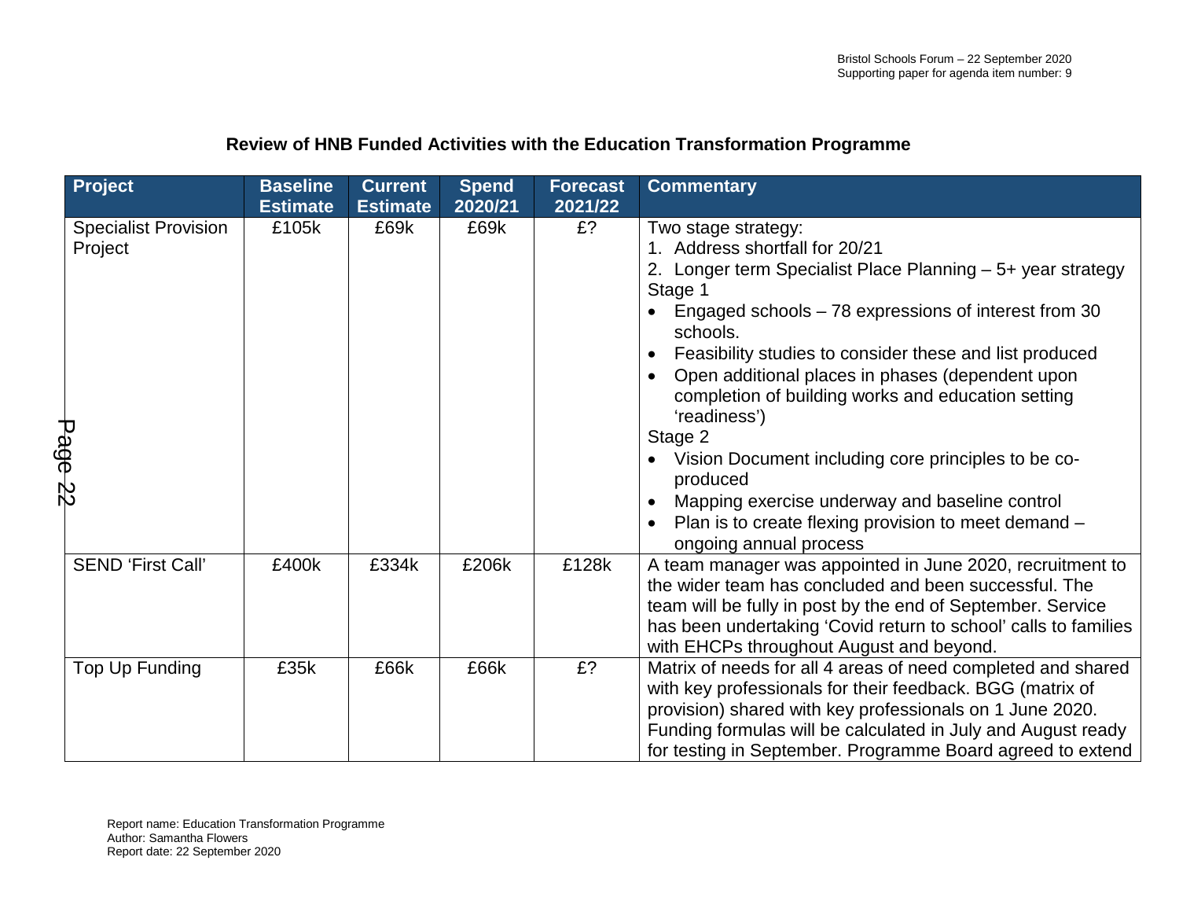## Review of HNB Funded Activities with the Education Transformation Programme

| Project | Baseline Estimate | Current Estimate | Spend 2020/21 | Forecast 2021/22 | Commentary |
|---|---|---|---|---|---|
| Specialist Provision Project | £105k | £69k | £69k | £? | Two stage strategy:<br>1. Address shortfall for 20/21<br>2. Longer term Specialist Place Planning – 5+ year strategy<br>Stage 1<br>• Engaged schools – 78 expressions of interest from 30 schools.<br>• Feasibility studies to consider these and list produced<br>• Open additional places in phases (dependent upon completion of building works and education setting 'readiness')<br>Stage 2<br>• Vision Document including core principles to be co-produced<br>• Mapping exercise underway and baseline control<br>• Plan is to create flexing provision to meet demand – ongoing annual process |
| SEND 'First Call' | £400k | £334k | £206k | £128k | A team manager was appointed in June 2020, recruitment to the wider team has concluded and been successful. The team will be fully in post by the end of September. Service has been undertaking 'Covid return to school' calls to families with EHCPs throughout August and beyond. |
| Top Up Funding | £35k | £66k | £66k | £? | Matrix of needs for all 4 areas of need completed and shared with key professionals for their feedback. BGG (matrix of provision) shared with key professionals on 1 June 2020. Funding formulas will be calculated in July and August ready for testing in September. Programme Board agreed to extend |

Report name: Education Transformation Programme
Author: Samantha Flowers
Report date: 22 September 2020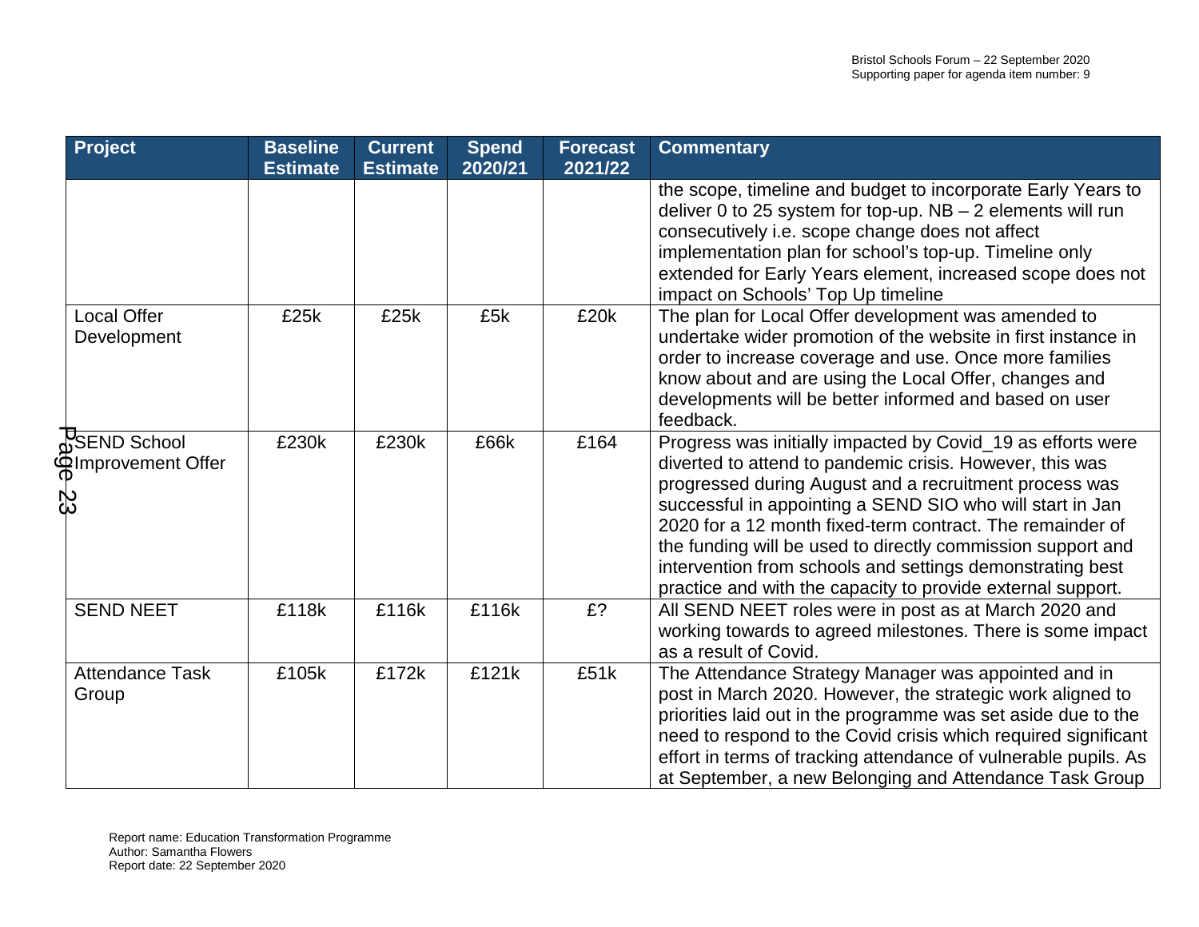| Project | Baseline Estimate | Current Estimate | Spend 2020/21 | Forecast 2021/22 | Commentary |
| --- | --- | --- | --- | --- | --- |
| | | | | | the scope, timeline and budget to incorporate Early Years to deliver 0 to 25 system for top-up. NB – 2 elements will run consecutively i.e. scope change does not affect implementation plan for school's top-up. Timeline only extended for Early Years element, increased scope does not impact on Schools' Top Up timeline |
| Local Offer Development | £25k | £25k | £5k | £20k | The plan for Local Offer development was amended to undertake wider promotion of the website in first instance in order to increase coverage and use. Once more families know about and are using the Local Offer, changes and developments will be better informed and based on user feedback. |
| SEND School Improvement Offer | £230k | £230k | £66k | £164 | Progress was initially impacted by Covid_19 as efforts were diverted to attend to pandemic crisis. However, this was progressed during August and a recruitment process was successful in appointing a SEND SIO who will start in Jan 2020 for a 12 month fixed-term contract. The remainder of the funding will be used to directly commission support and intervention from schools and settings demonstrating best practice and with the capacity to provide external support. |
| SEND NEET | £118k | £116k | £116k | £? | All SEND NEET roles were in post as at March 2020 and working towards to agreed milestones. There is some impact as a result of Covid. |
| Attendance Task Group | £105k | £172k | £121k | £51k | The Attendance Strategy Manager was appointed and in post in March 2020. However, the strategic work aligned to priorities laid out in the programme was set aside due to the need to respond to the Covid crisis which required significant effort in terms of tracking attendance of vulnerable pupils. As at September, a new Belonging and Attendance Task Group |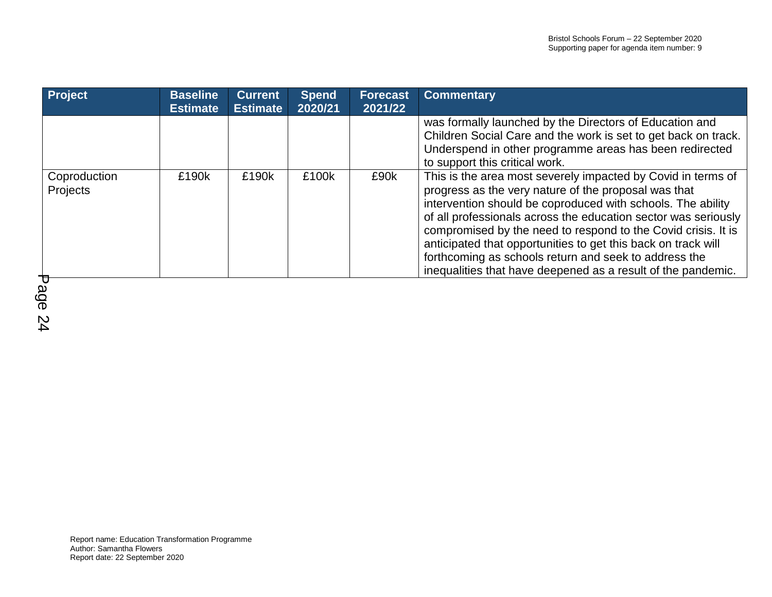| Project | Baseline Estimate | Current Estimate | Spend 2020/21 | Forecast 2021/22 | Commentary |
|---|---|---|---|---|---|
| | | | | | was formally launched by the Directors of Education and Children Social Care and the work is set to get back on track. Underspend in other programme areas has been redirected to support this critical work. |
| Coproduction Projects | £190k | £190k | £100k | £90k | This is the area most severely impacted by Covid in terms of progress as the very nature of the proposal was that intervention should be coproduced with schools. The ability of all professionals across the education sector was seriously compromised by the need to respond to the Covid crisis. It is anticipated that opportunities to get this back on track will forthcoming as schools return and seek to address the inequalities that have deepened as a result of the pandemic. |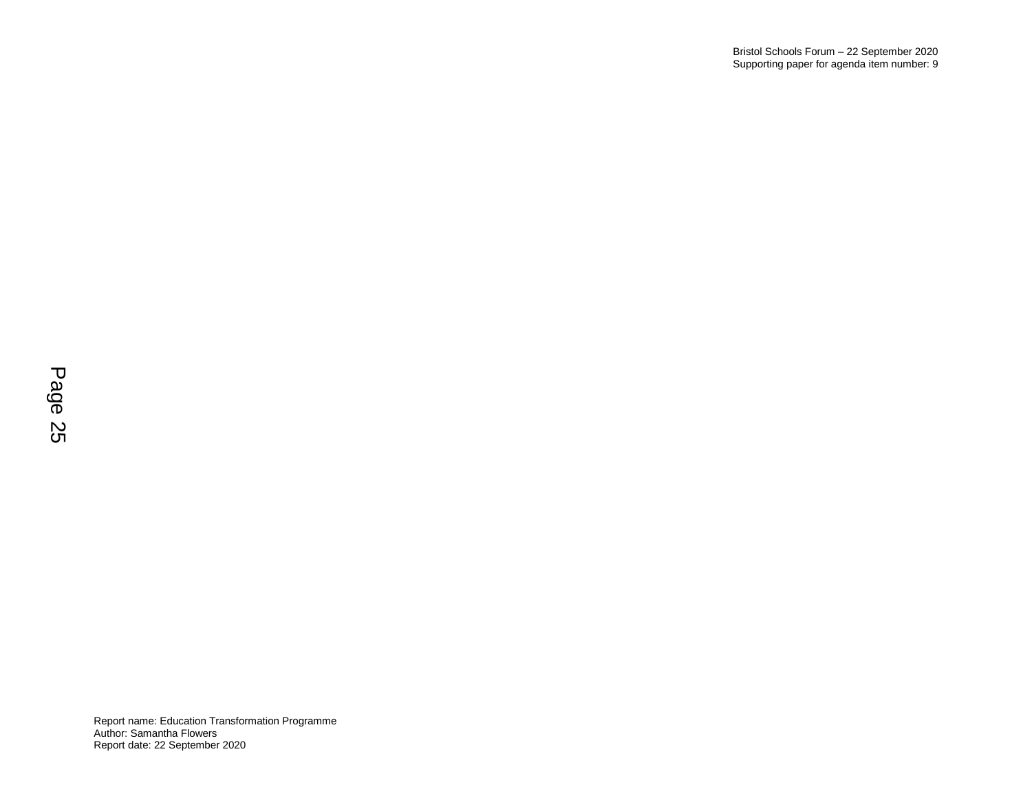Bristol Schools Forum – 22 September 2020
Supporting paper for agenda item number: 9

Report name: Education Transformation Programme
Author: Samantha Flowers
Report date: 22 September 2020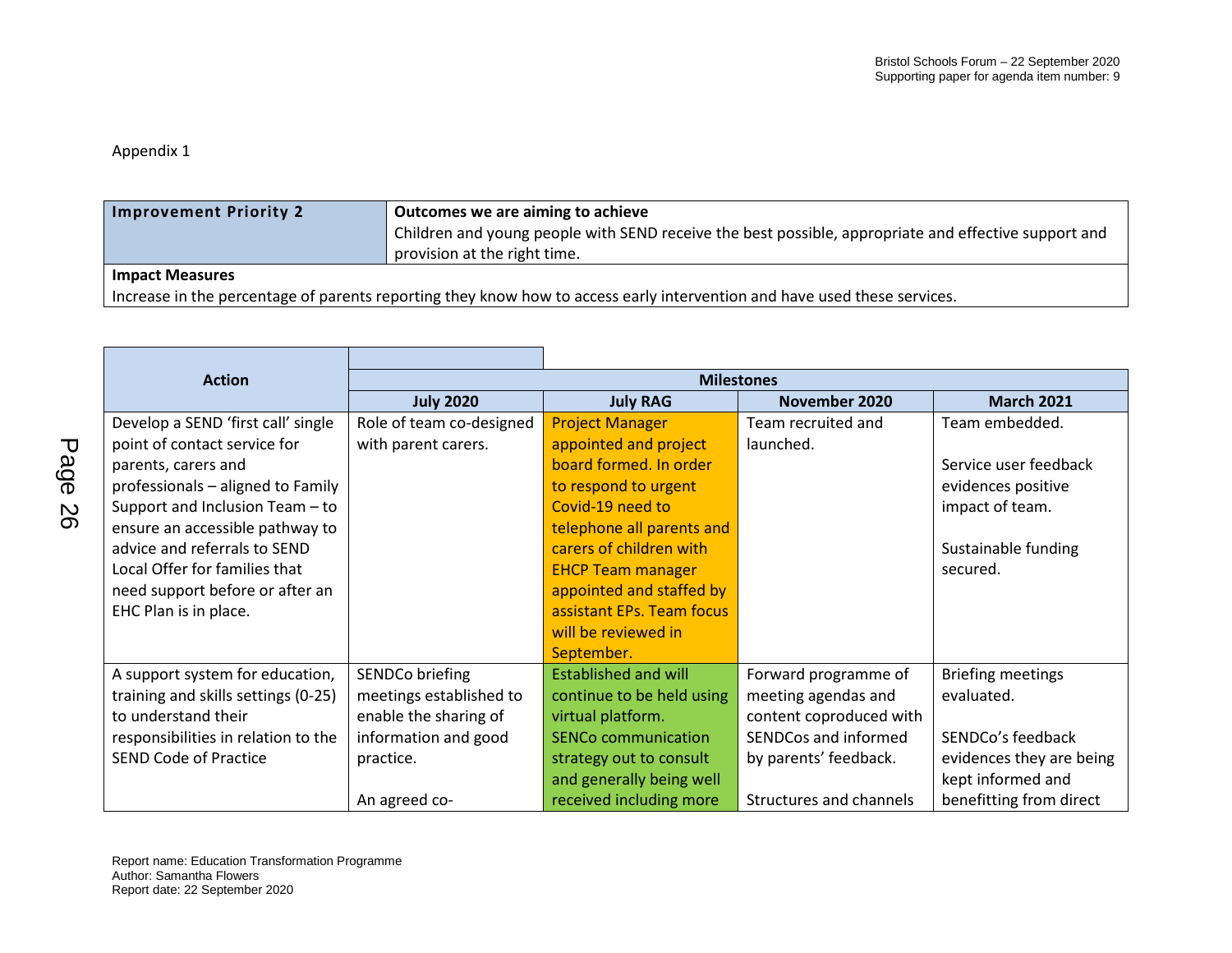Appendix 1

| **Improvement Priority 2** | **Outcomes we are aiming to achieve**<br>Children and young people with SEND receive the best possible, appropriate and effective support and provision at the right time. |
|---|---|
| **Impact Measures**<br>Increase in the percentage of parents reporting they know how to access early intervention and have used these services. | |

| Action | Milestones | | | |
|---|---|---|---|---|
| | **July 2020** | **July RAG** | **November 2020** | **March 2021** |
| Develop a SEND 'first call' single point of contact service for parents, carers and professionals – aligned to Family Support and Inclusion Team – to ensure an accessible pathway to advice and referrals to SEND Local Offer for families that need support before or after an EHC Plan is in place. | Role of team co-designed with parent carers. | Project Manager appointed and project board formed. In order to respond to urgent Covid-19 need to telephone all parents and carers of children with EHCP Team manager appointed and staffed by assistant EPs. Team focus will be reviewed in September. | Team recruited and launched. | Team embedded.<br><br>Service user feedback evidences positive impact of team.<br><br>Sustainable funding secured. |
| A support system for education, training and skills settings (0-25) to understand their responsibilities in relation to the SEND Code of Practice | SENDCo briefing meetings established to enable the sharing of information and good practice.<br><br>An agreed co- | Established and will continue to be held using virtual platform.<br>SENCo communication strategy out to consult and generally being well received including more | Forward programme of meeting agendas and content coproduced with SENDCos and informed by parents' feedback.<br><br>Structures and channels | Briefing meetings evaluated.<br><br>SENDCo's feedback evidences they are being kept informed and benefitting from direct |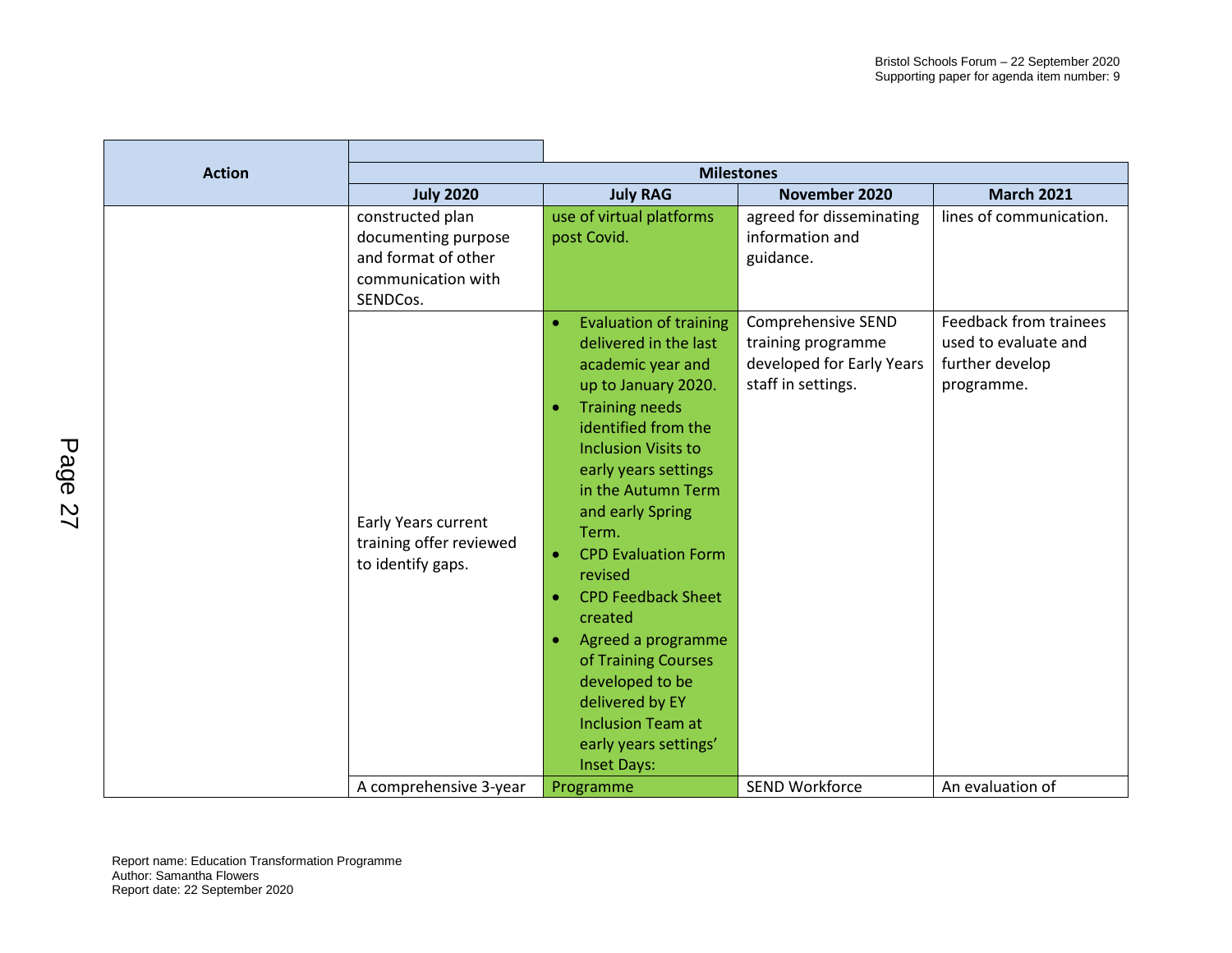| Action | Milestones | | | |
|---|---|---|---|---|
| | July 2020 | July RAG | November 2020 | March 2021 |
| | constructed plan documenting purpose and format of other communication with SENDCos. | use of virtual platforms post Covid. | agreed for disseminating information and guidance. | lines of communication. |
| | Early Years current training offer reviewed to identify gaps. | • Evaluation of training delivered in the last academic year and up to January 2020.<br>• Training needs identified from the Inclusion Visits to early years settings in the Autumn Term and early Spring Term.<br>• CPD Evaluation Form revised<br>• CPD Feedback Sheet created<br>• Agreed a programme of Training Courses developed to be delivered by EY Inclusion Team at early years settings' Inset Days: | Comprehensive SEND training programme developed for Early Years staff in settings. | Feedback from trainees used to evaluate and further develop programme. |
| | A comprehensive 3-year | Programme | SEND Workforce | An evaluation of |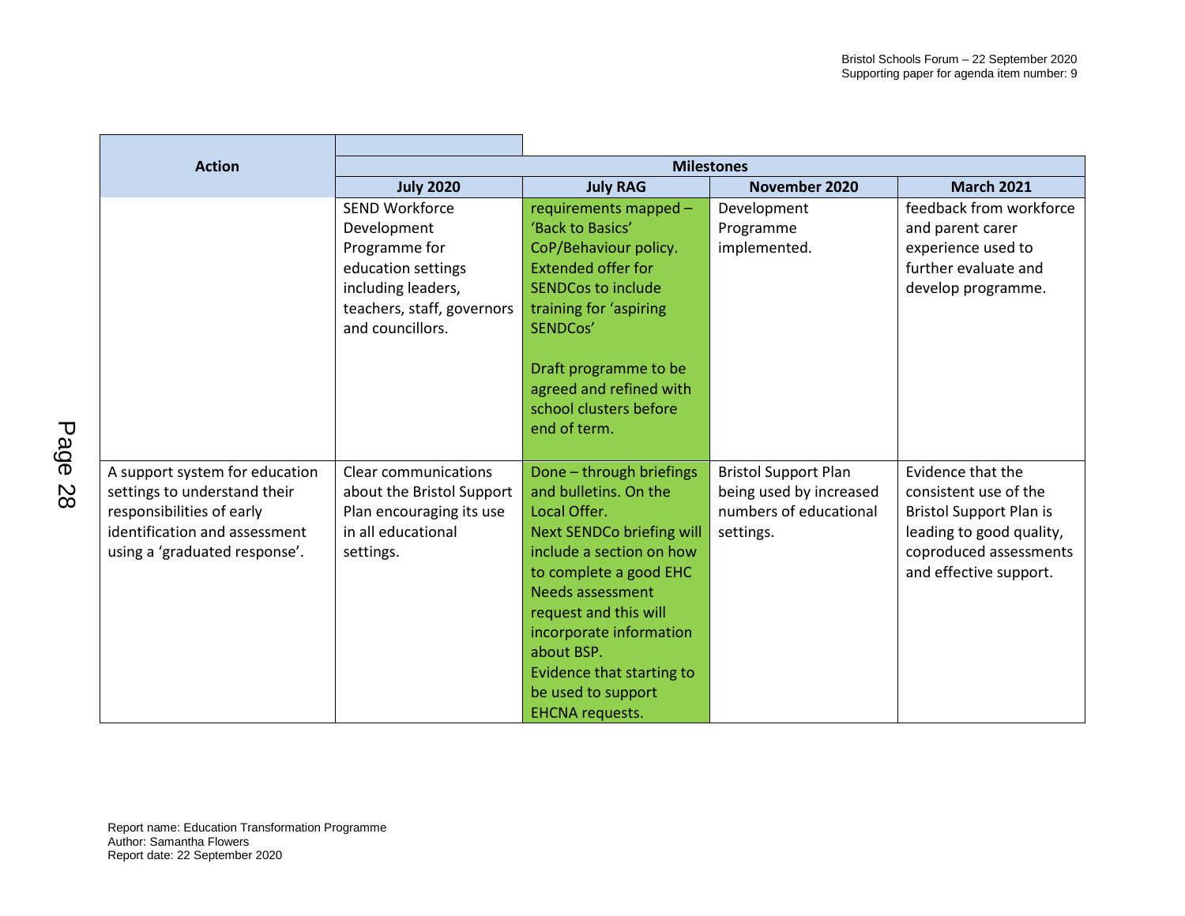| Action | Milestones | | | |
|---|---|---|---|---|
| | July 2020 | July RAG | November 2020 | March 2021 |
| | SEND Workforce Development Programme for education settings including leaders, teachers, staff, governors and councillors. | requirements mapped – 'Back to Basics' CoP/Behaviour policy. Extended offer for SENDCos to include training for 'aspiring SENDCos'<br><br>Draft programme to be agreed and refined with school clusters before end of term. | Development Programme implemented. | feedback from workforce and parent carer experience used to further evaluate and develop programme. |
| A support system for education settings to understand their responsibilities of early identification and assessment using a 'graduated response'. | Clear communications about the Bristol Support Plan encouraging its use in all educational settings. | Done – through briefings and bulletins. On the Local Offer.<br>Next SENDCo briefing will include a section on how to complete a good EHC Needs assessment request and this will incorporate information about BSP.<br>Evidence that starting to be used to support EHCNA requests. | Bristol Support Plan being used by increased numbers of educational settings. | Evidence that the consistent use of the Bristol Support Plan is leading to good quality, coproduced assessments and effective support. |

Report name: Education Transformation Programme
Author: Samantha Flowers
Report date: 22 September 2020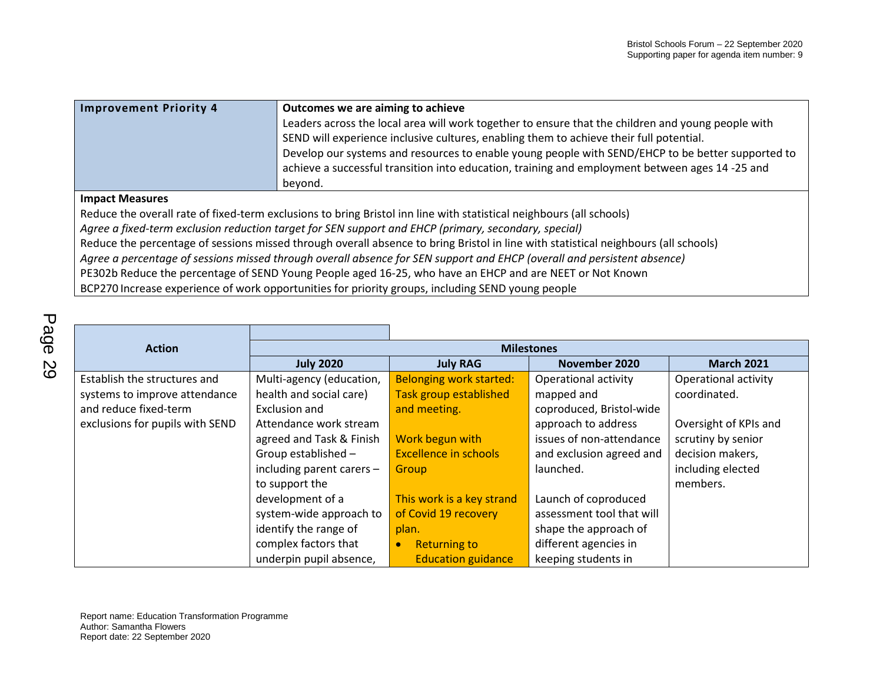| Improvement Priority 4 | Outcomes we are aiming to achieve<br>Leaders across the local area will work together to ensure that the children and young people with SEND will experience inclusive cultures, enabling them to achieve their full potential.<br>Develop our systems and resources to enable young people with SEND/EHCP to be better supported to achieve a successful transition into education, training and employment between ages 14 -25 and beyond. |
|---|---|

**Impact Measures**

Reduce the overall rate of fixed-term exclusions to bring Bristol inn line with statistical neighbours (all schools)

*Agree a fixed-term exclusion reduction target for SEN support and EHCP (primary, secondary, special)*

Reduce the percentage of sessions missed through overall absence to bring Bristol in line with statistical neighbours (all schools)

*Agree a percentage of sessions missed through overall absence for SEN support and EHCP (overall and persistent absence)*

PE302b Reduce the percentage of SEND Young People aged 16-25, who have an EHCP and are NEET or Not Known

BCP270 Increase experience of work opportunities for priority groups, including SEND young people

| Action | Milestones | | | |
|---|---|---|---|---|
| | **July 2020** | **July RAG** | **November 2020** | **March 2021** |
| Establish the structures and systems to improve attendance and reduce fixed-term exclusions for pupils with SEND | Multi-agency (education, health and social care) Exclusion and Attendance work stream agreed and Task & Finish Group established – including parent carers – to support the development of a system-wide approach to identify the range of complex factors that underpin pupil absence, | Belonging work started: Task group established and meeting.<br><br>Work begun with Excellence in schools Group<br><br>This work is a key strand of Covid 19 recovery plan.<br>• Returning to Education guidance | Operational activity mapped and coproduced, Bristol-wide approach to address issues of non-attendance and exclusion agreed and launched.<br><br>Launch of coproduced assessment tool that will shape the approach of different agencies in keeping students in | Operational activity coordinated.<br><br>Oversight of KPIs and scrutiny by senior decision makers, including elected members. |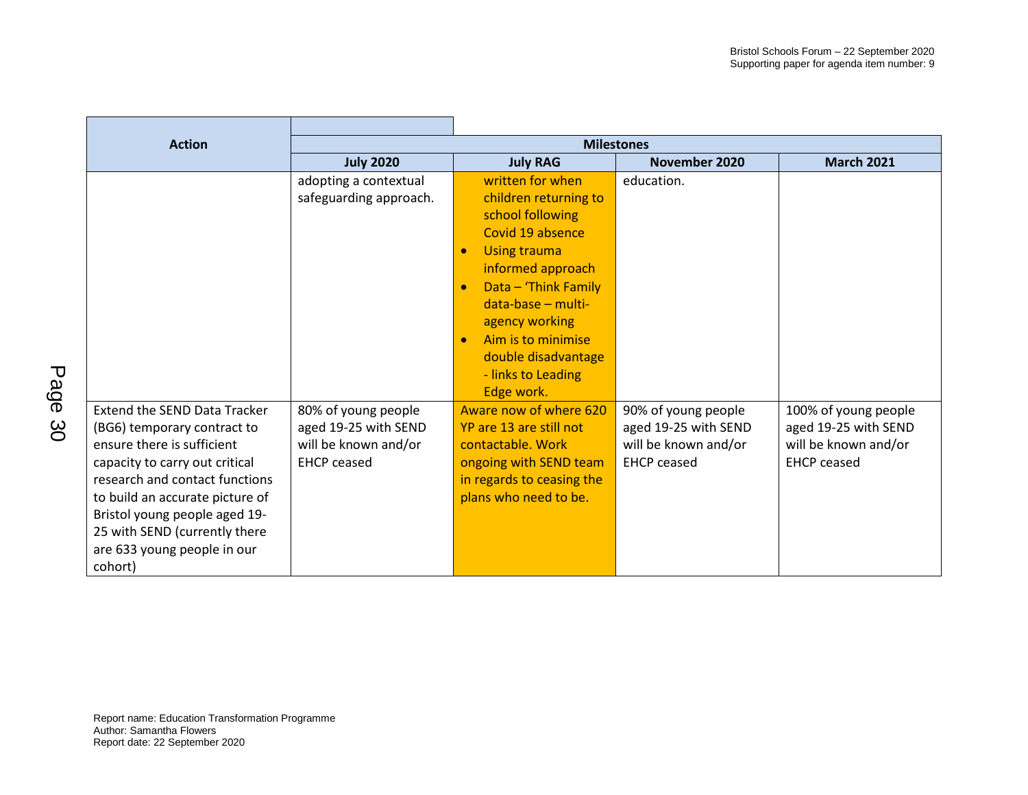| Action | Milestones | | | |
|---|---|---|---|---|
| | July 2020 | July RAG | November 2020 | March 2021 |
| | adopting a contextual safeguarding approach. | written for when children returning to school following Covid 19 absence<br>• Using trauma informed approach<br>• Data – 'Think Family data-base – multi-agency working<br>• Aim is to minimise double disadvantage - links to Leading Edge work. | education. | |
| Extend the SEND Data Tracker (BG6) temporary contract to ensure there is sufficient capacity to carry out critical research and contact functions to build an accurate picture of Bristol young people aged 19-25 with SEND (currently there are 633 young people in our cohort) | 80% of young people aged 19-25 with SEND will be known and/or EHCP ceased | Aware now of where 620 YP are 13 are still not contactable. Work ongoing with SEND team in regards to ceasing the plans who need to be. | 90% of young people aged 19-25 with SEND will be known and/or EHCP ceased | 100% of young people aged 19-25 with SEND will be known and/or EHCP ceased |

Report name: Education Transformation Programme
Author: Samantha Flowers
Report date: 22 September 2020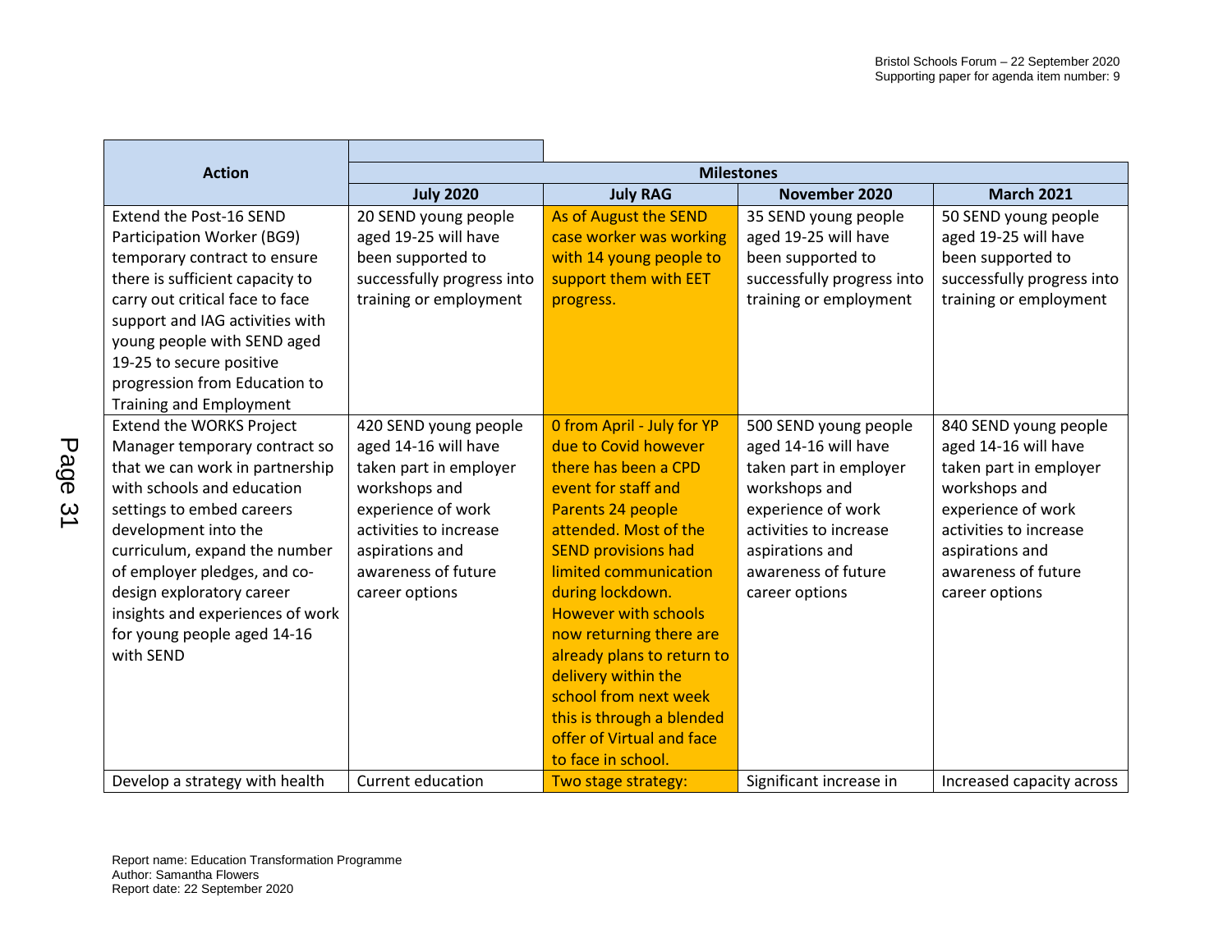| Action | Milestones | | | |
|---|---|---|---|---|
| | July 2020 | July RAG | November 2020 | March 2021 |
| Extend the Post-16 SEND Participation Worker (BG9) temporary contract to ensure there is sufficient capacity to carry out critical face to face support and IAG activities with young people with SEND aged 19-25 to secure positive progression from Education to Training and Employment | 20 SEND young people aged 19-25 will have been supported to successfully progress into training or employment | As of August the SEND case worker was working with 14 young people to support them with EET progress. | 35 SEND young people aged 19-25 will have been supported to successfully progress into training or employment | 50 SEND young people aged 19-25 will have been supported to successfully progress into training or employment |
| Extend the WORKS Project Manager temporary contract so that we can work in partnership with schools and education settings to embed careers development into the curriculum, expand the number of employer pledges, and co-design exploratory career insights and experiences of work for young people aged 14-16 with SEND | 420 SEND young people aged 14-16 will have taken part in employer workshops and experience of work activities to increase aspirations and awareness of future career options | 0 from April - July for YP due to Covid however there has been a CPD event for staff and Parents 24 people attended. Most of the SEND provisions had limited communication during lockdown. However with schools now returning there are already plans to return to delivery within the school from next week this is through a blended offer of Virtual and face to face in school. | 500 SEND young people aged 14-16 will have taken part in employer workshops and experience of work activities to increase aspirations and awareness of future career options | 840 SEND young people aged 14-16 will have taken part in employer workshops and experience of work activities to increase aspirations and awareness of future career options |
| Develop a strategy with health | Current education | Two stage strategy: | Significant increase in | Increased capacity across |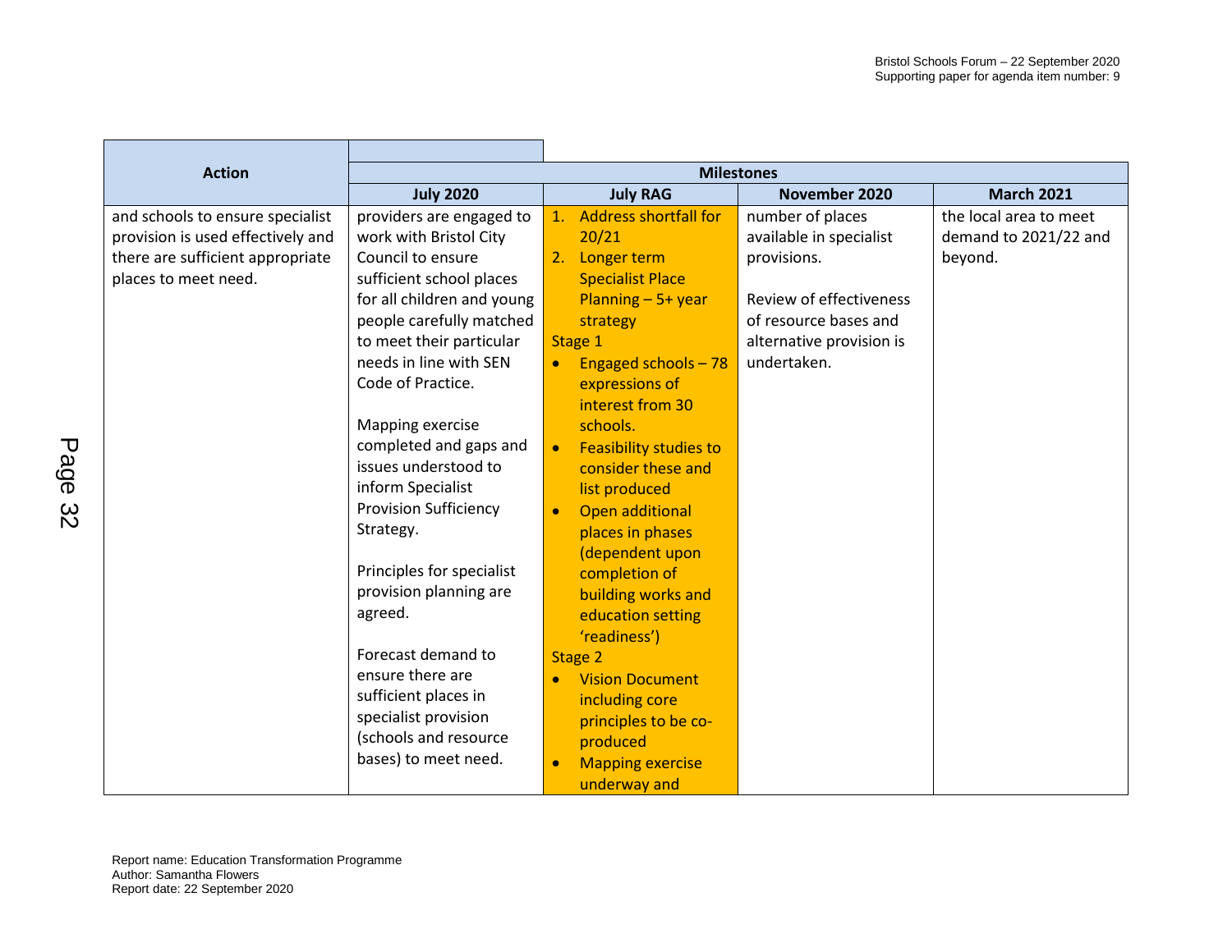| Action | Milestones | | | |
|---|---|---|---|---|
| | July 2020 | July RAG | November 2020 | March 2021 |
| and schools to ensure specialist provision is used effectively and there are sufficient appropriate places to meet need. | providers are engaged to work with Bristol City Council to ensure sufficient school places for all children and young people carefully matched to meet their particular needs in line with SEN Code of Practice.<br><br>Mapping exercise completed and gaps and issues understood to inform Specialist Provision Sufficiency Strategy.<br><br>Principles for specialist provision planning are agreed.<br><br>Forecast demand to ensure there are sufficient places in specialist provision (schools and resource bases) to meet need. | 1. Address shortfall for 20/21<br>2. Longer term Specialist Place Planning – 5+ year strategy<br>Stage 1<br>• Engaged schools – 78 expressions of interest from 30 schools.<br>• Feasibility studies to consider these and list produced<br>• Open additional places in phases (dependent upon completion of building works and education setting 'readiness')<br>Stage 2<br>• Vision Document including core principles to be co-produced<br>• Mapping exercise underway and | number of places available in specialist provisions.<br><br>Review of effectiveness of resource bases and alternative provision is undertaken. | the local area to meet demand to 2021/22 and beyond. |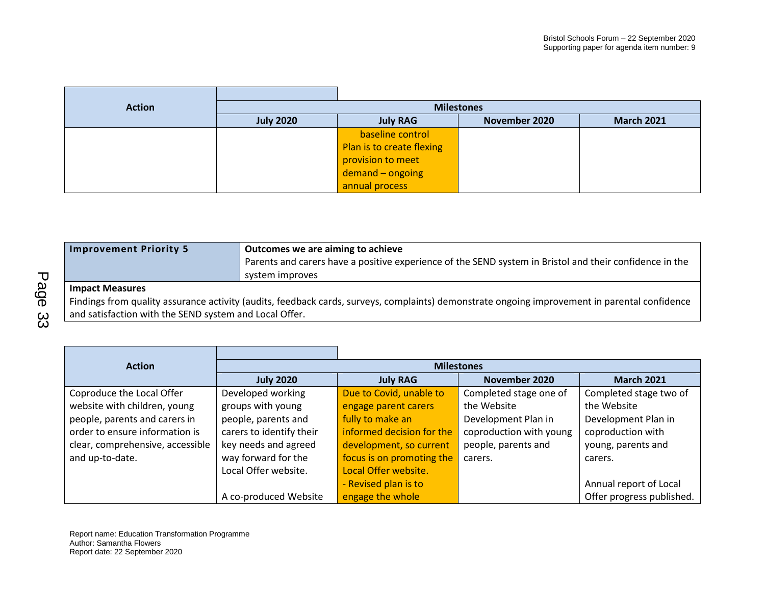| Action | Milestones | | | |
|---|---|---|---|---|
| | July 2020 | July RAG | November 2020 | March 2021 |
| | | baseline control Plan is to create flexing provision to meet demand – ongoing annual process | | |

| Improvement Priority 5 | Outcomes we are aiming to achieve<br>Parents and carers have a positive experience of the SEND system in Bristol and their confidence in the system improves |
|---|---|
| **Impact Measures**<br>Findings from quality assurance activity (audits, feedback cards, surveys, complaints) demonstrate ongoing improvement in parental confidence and satisfaction with the SEND system and Local Offer. | |

| Action | Milestones | | | |
|---|---|---|---|---|
| | July 2020 | July RAG | November 2020 | March 2021 |
| Coproduce the Local Offer website with children, young people, parents and carers in order to ensure information is clear, comprehensive, accessible and up-to-date. | Developed working groups with young people, parents and carers to identify their key needs and agreed way forward for the Local Offer website.<br><br>A co-produced Website | Due to Covid, unable to engage parent carers fully to make an informed decision for the development, so current focus is on promoting the Local Offer website.<br>- Revised plan is to engage the whole | Completed stage one of the Website Development Plan in coproduction with young people, parents and carers. | Completed stage two of the Website Development Plan in coproduction with young, parents and carers.<br><br>Annual report of Local Offer progress published. |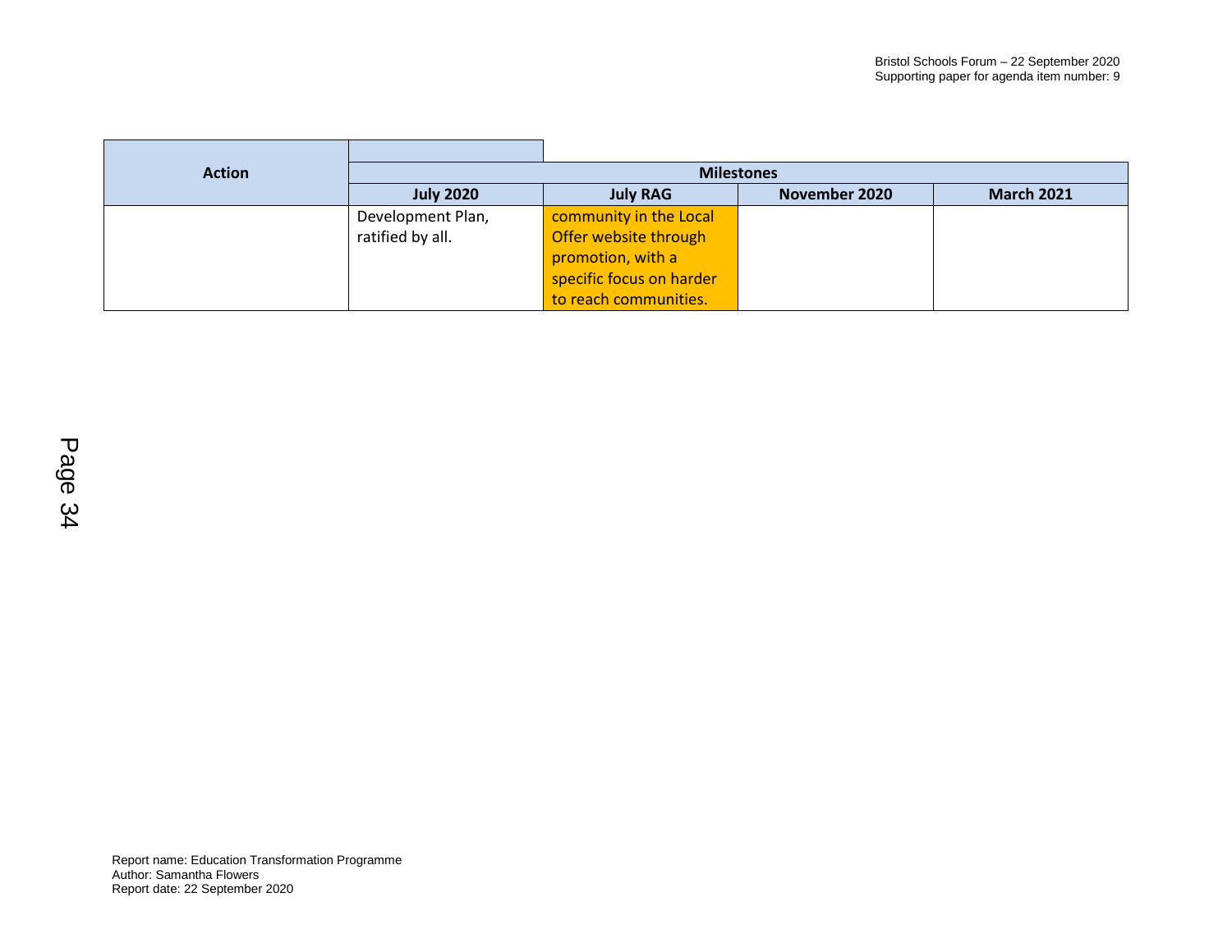| Action | Milestones | | | |
|---|---|---|---|---|
| | July 2020 | July RAG | November 2020 | March 2021 |
| | Development Plan, ratified by all. | community in the Local Offer website through promotion, with a specific focus on harder to reach communities. | | |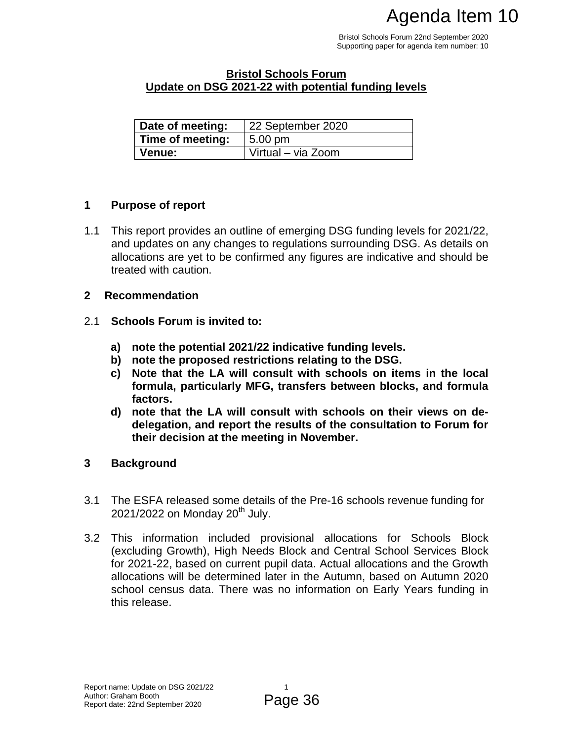Agenda Item 10

Bristol Schools Forum 22nd September 2020
Supporting paper for agenda item number: 10

**Bristol Schools Forum**
**Update on DSG 2021-22 with potential funding levels**

| **Date of meeting:** | 22 September 2020 |
|---|---|
| **Time of meeting:** | 5.00 pm |
| **Venue:** | Virtual – via Zoom |

## 1 Purpose of report

1.1 This report provides an outline of emerging DSG funding levels for 2021/22, and updates on any changes to regulations surrounding DSG. As details on allocations are yet to be confirmed any figures are indicative and should be treated with caution.

## 2 Recommendation

2.1 **Schools Forum is invited to:**

**a) note the potential 2021/22 indicative funding levels.**
**b) note the proposed restrictions relating to the DSG.**
**c) Note that the LA will consult with schools on items in the local formula, particularly MFG, transfers between blocks, and formula factors.**
**d) note that the LA will consult with schools on their views on de-delegation, and report the results of the consultation to Forum for their decision at the meeting in November.**

## 3 Background

3.1 The ESFA released some details of the Pre-16 schools revenue funding for 2021/2022 on Monday 20th July.

3.2 This information included provisional allocations for Schools Block (excluding Growth), High Needs Block and Central School Services Block for 2021-22, based on current pupil data. Actual allocations and the Growth allocations will be determined later in the Autumn, based on Autumn 2020 school census data. There was no information on Early Years funding in this release.

Report name: Update on DSG 2021/22
Author: Graham Booth
Report date: 22nd September 2020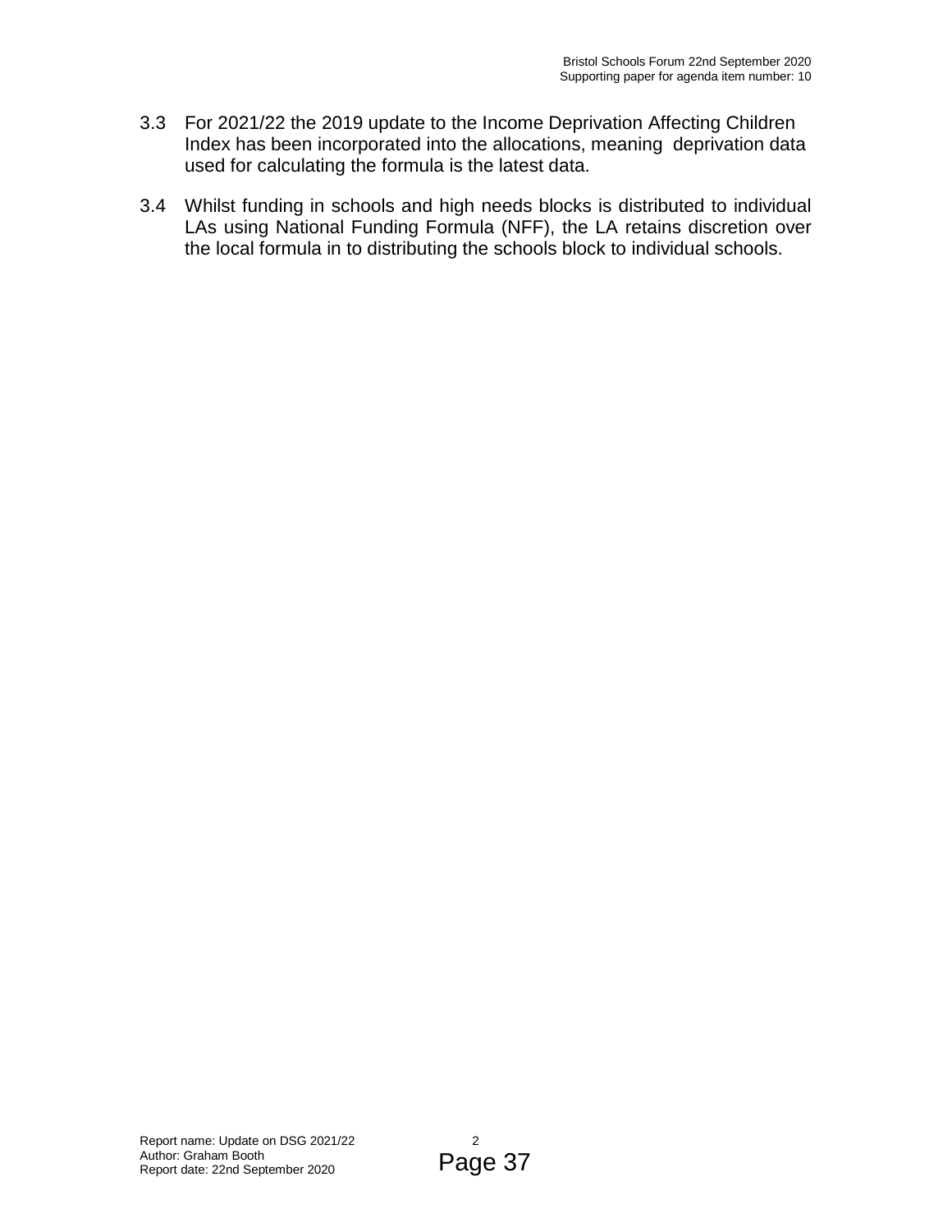3.3 For 2021/22 the 2019 update to the Income Deprivation Affecting Children Index has been incorporated into the allocations, meaning deprivation data used for calculating the formula is the latest data.

3.4 Whilst funding in schools and high needs blocks is distributed to individual LAs using National Funding Formula (NFF), the LA retains discretion over the local formula in to distributing the schools block to individual schools.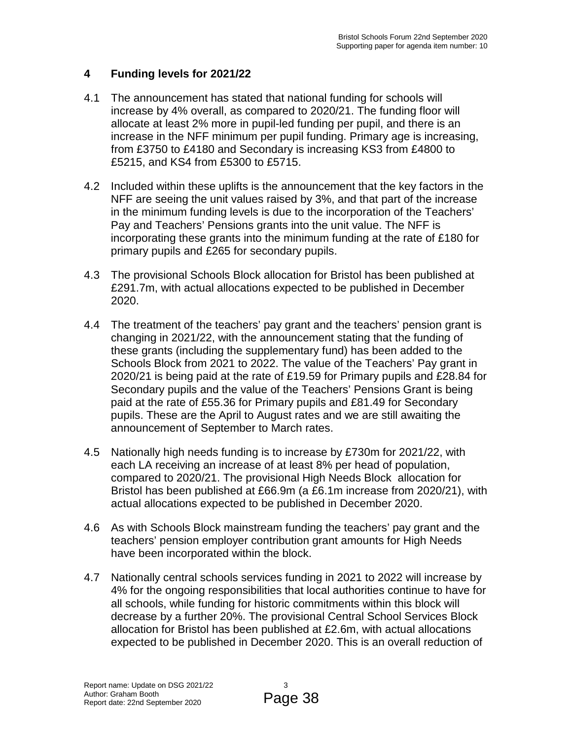## 4 Funding levels for 2021/22

4.1 The announcement has stated that national funding for schools will increase by 4% overall, as compared to 2020/21. The funding floor will allocate at least 2% more in pupil-led funding per pupil, and there is an increase in the NFF minimum per pupil funding. Primary age is increasing, from £3750 to £4180 and Secondary is increasing KS3 from £4800 to £5215, and KS4 from £5300 to £5715.

4.2 Included within these uplifts is the announcement that the key factors in the NFF are seeing the unit values raised by 3%, and that part of the increase in the minimum funding levels is due to the incorporation of the Teachers' Pay and Teachers' Pensions grants into the unit value. The NFF is incorporating these grants into the minimum funding at the rate of £180 for primary pupils and £265 for secondary pupils.

4.3 The provisional Schools Block allocation for Bristol has been published at £291.7m, with actual allocations expected to be published in December 2020.

4.4 The treatment of the teachers' pay grant and the teachers' pension grant is changing in 2021/22, with the announcement stating that the funding of these grants (including the supplementary fund) has been added to the Schools Block from 2021 to 2022. The value of the Teachers' Pay grant in 2020/21 is being paid at the rate of £19.59 for Primary pupils and £28.84 for Secondary pupils and the value of the Teachers' Pensions Grant is being paid at the rate of £55.36 for Primary pupils and £81.49 for Secondary pupils. These are the April to August rates and we are still awaiting the announcement of September to March rates.

4.5 Nationally high needs funding is to increase by £730m for 2021/22, with each LA receiving an increase of at least 8% per head of population, compared to 2020/21. The provisional High Needs Block allocation for Bristol has been published at £66.9m (a £6.1m increase from 2020/21), with actual allocations expected to be published in December 2020.

4.6 As with Schools Block mainstream funding the teachers' pay grant and the teachers' pension employer contribution grant amounts for High Needs have been incorporated within the block.

4.7 Nationally central schools services funding in 2021 to 2022 will increase by 4% for the ongoing responsibilities that local authorities continue to have for all schools, while funding for historic commitments within this block will decrease by a further 20%. The provisional Central School Services Block allocation for Bristol has been published at £2.6m, with actual allocations expected to be published in December 2020. This is an overall reduction of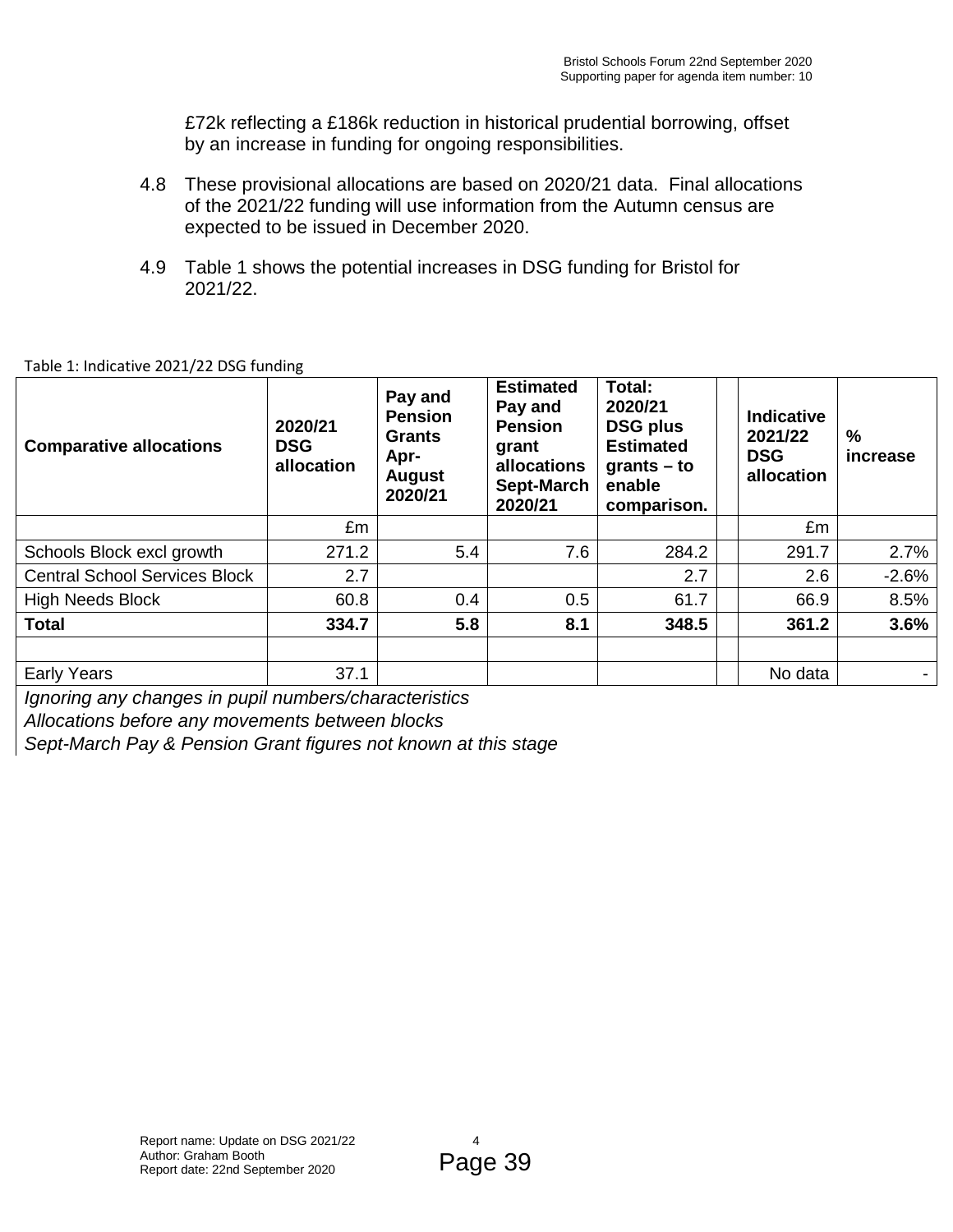£72k reflecting a £186k reduction in historical prudential borrowing, offset by an increase in funding for ongoing responsibilities.

4.8 These provisional allocations are based on 2020/21 data. Final allocations of the 2021/22 funding will use information from the Autumn census are expected to be issued in December 2020.

4.9 Table 1 shows the potential increases in DSG funding for Bristol for 2021/22.

Table 1: Indicative 2021/22 DSG funding

| **Comparative allocations** | **2020/21 DSG allocation** | **Pay and Pension Grants Apr-August 2020/21** | **Estimated Pay and Pension grant allocations Sept-March 2020/21** | **Total: 2020/21 DSG plus Estimated grants – to enable comparison.** | | **Indicative 2021/22 DSG allocation** | **% increase** |
|---|---|---|---|---|---|---|---|
| | £m | | | | | £m | |
| Schools Block excl growth | 271.2 | 5.4 | 7.6 | 284.2 | | 291.7 | 2.7% |
| Central School Services Block | 2.7 | | | 2.7 | | 2.6 | -2.6% |
| High Needs Block | 60.8 | 0.4 | 0.5 | 61.7 | | 66.9 | 8.5% |
| **Total** | **334.7** | **5.8** | **8.1** | **348.5** | | **361.2** | **3.6%** |
| | | | | | | | |
| Early Years | 37.1 | | | | | No data | - |

*Ignoring any changes in pupil numbers/characteristics*

*Allocations before any movements between blocks*

*Sept-March Pay & Pension Grant figures not known at this stage*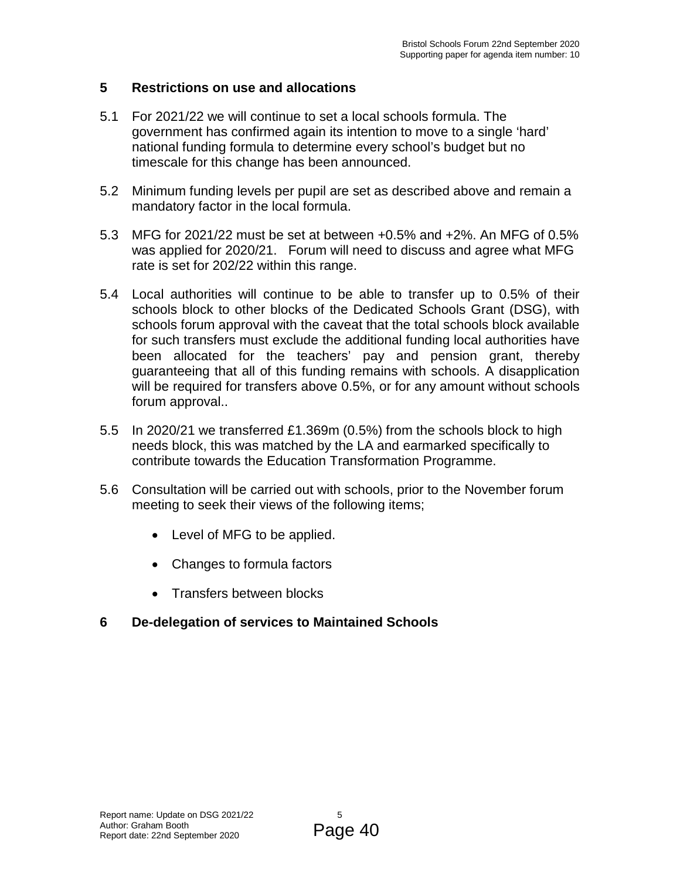## 5 Restrictions on use and allocations

5.1 For 2021/22 we will continue to set a local schools formula. The government has confirmed again its intention to move to a single 'hard' national funding formula to determine every school's budget but no timescale for this change has been announced.

5.2 Minimum funding levels per pupil are set as described above and remain a mandatory factor in the local formula.

5.3 MFG for 2021/22 must be set at between +0.5% and +2%. An MFG of 0.5% was applied for 2020/21. Forum will need to discuss and agree what MFG rate is set for 202/22 within this range.

5.4 Local authorities will continue to be able to transfer up to 0.5% of their schools block to other blocks of the Dedicated Schools Grant (DSG), with schools forum approval with the caveat that the total schools block available for such transfers must exclude the additional funding local authorities have been allocated for the teachers' pay and pension grant, thereby guaranteeing that all of this funding remains with schools. A disapplication will be required for transfers above 0.5%, or for any amount without schools forum approval..

5.5 In 2020/21 we transferred £1.369m (0.5%) from the schools block to high needs block, this was matched by the LA and earmarked specifically to contribute towards the Education Transformation Programme.

5.6 Consultation will be carried out with schools, prior to the November forum meeting to seek their views of the following items;

- Level of MFG to be applied.
- Changes to formula factors
- Transfers between blocks

## 6 De-delegation of services to Maintained Schools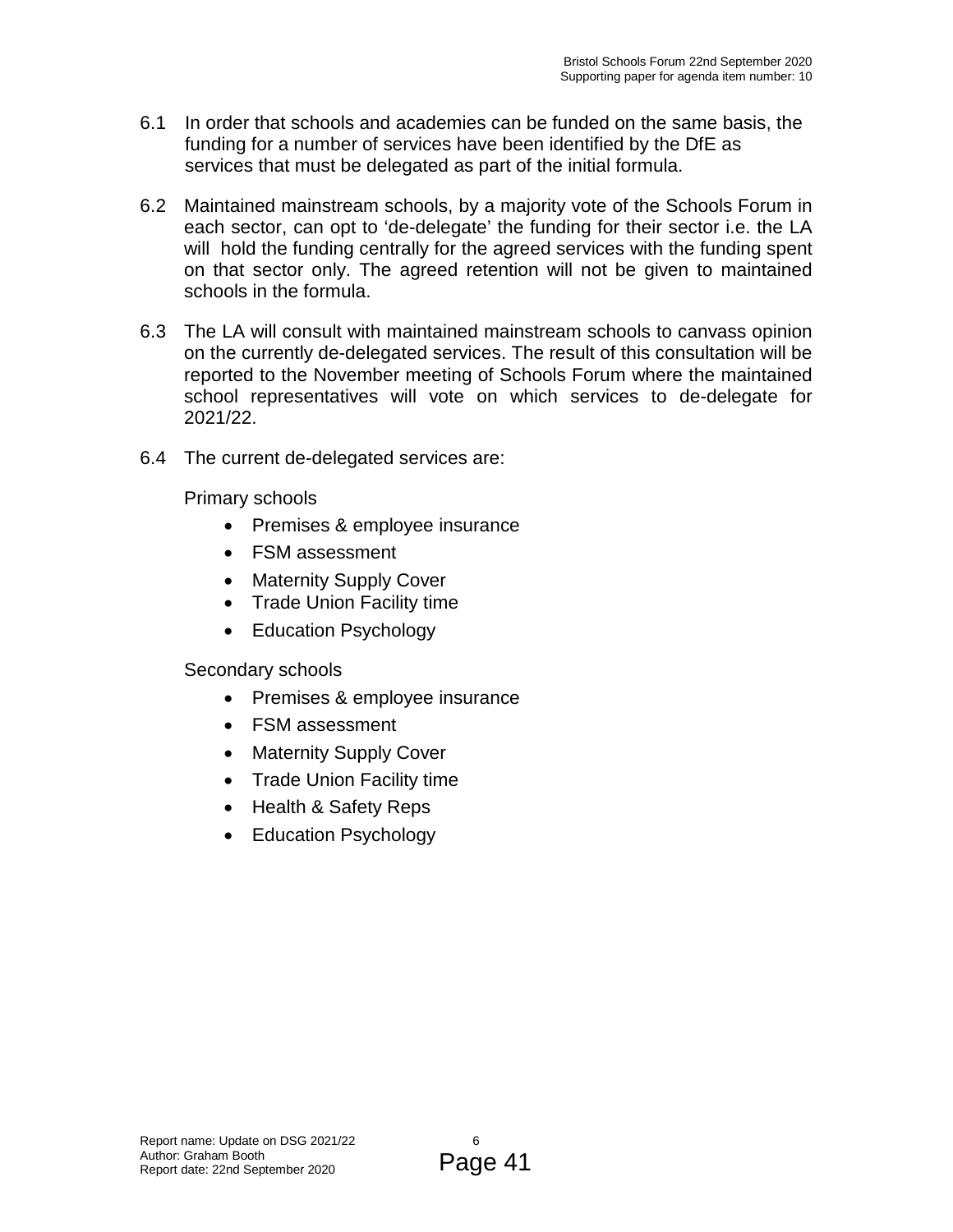6.1 In order that schools and academies can be funded on the same basis, the funding for a number of services have been identified by the DfE as services that must be delegated as part of the initial formula.

6.2 Maintained mainstream schools, by a majority vote of the Schools Forum in each sector, can opt to 'de-delegate' the funding for their sector i.e. the LA will hold the funding centrally for the agreed services with the funding spent on that sector only. The agreed retention will not be given to maintained schools in the formula.

6.3 The LA will consult with maintained mainstream schools to canvass opinion on the currently de-delegated services. The result of this consultation will be reported to the November meeting of Schools Forum where the maintained school representatives will vote on which services to de-delegate for 2021/22.

6.4 The current de-delegated services are:

Primary schools

- Premises & employee insurance
- FSM assessment
- Maternity Supply Cover
- Trade Union Facility time
- Education Psychology

Secondary schools

- Premises & employee insurance
- FSM assessment
- Maternity Supply Cover
- Trade Union Facility time
- Health & Safety Reps
- Education Psychology